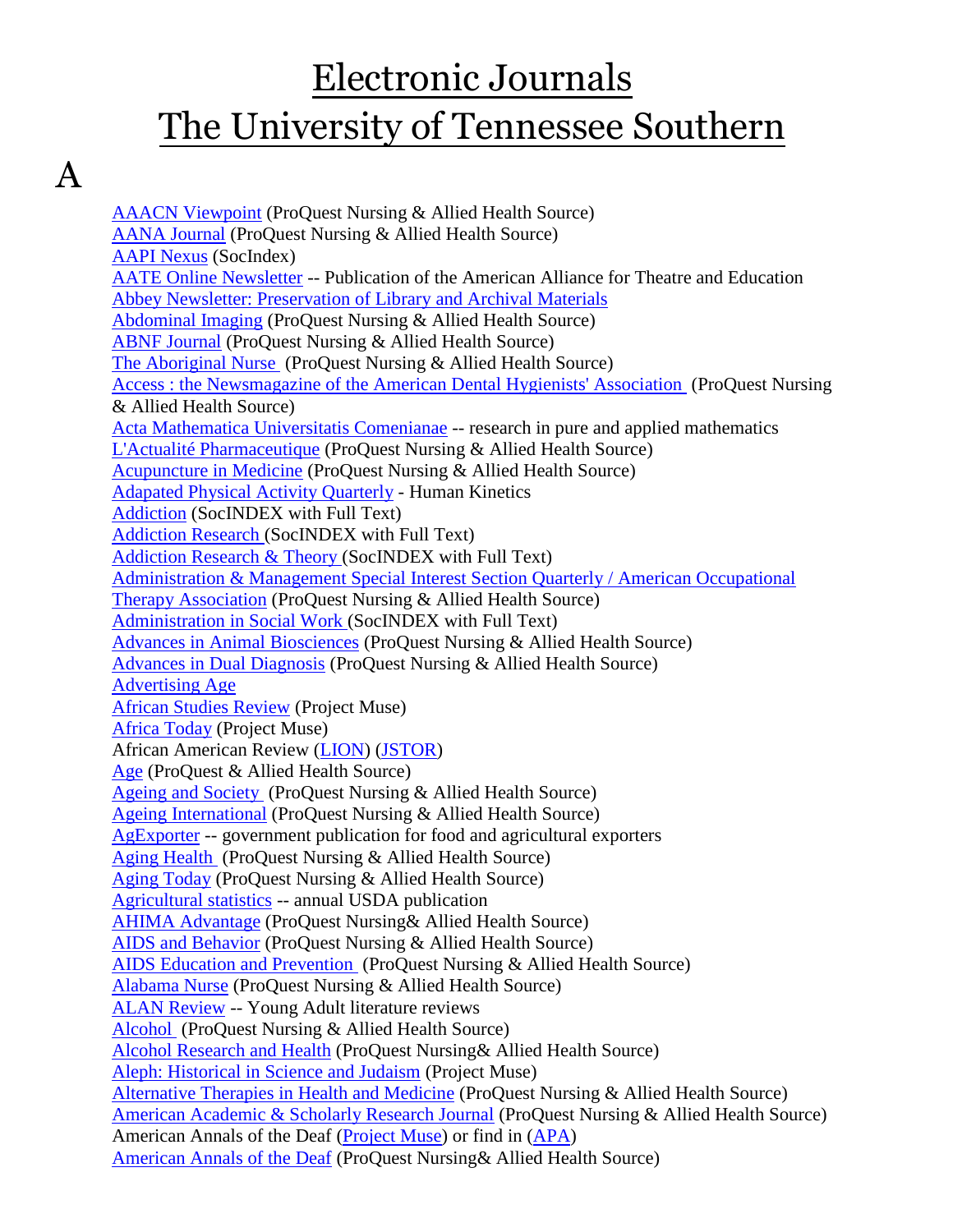# Electronic Journals
# The University of Tennessee Southern

## A

AAACN Viewpoint (ProQuest Nursing & Allied Health Source)
AANA Journal (ProQuest Nursing & Allied Health Source)
AAPI Nexus (SocIndex)
AATE Online Newsletter -- Publication of the American Alliance for Theatre and Education
Abbey Newsletter: Preservation of Library and Archival Materials
Abdominal Imaging (ProQuest Nursing & Allied Health Source)
ABNF Journal (ProQuest Nursing & Allied Health Source)
The Aboriginal Nurse (ProQuest Nursing & Allied Health Source)
Access : the Newsmagazine of the American Dental Hygienists' Association (ProQuest Nursing & Allied Health Source)
Acta Mathematica Universitatis Comenianae -- research in pure and applied mathematics
L'Actualité Pharmaceutique (ProQuest Nursing & Allied Health Source)
Acupuncture in Medicine (ProQuest Nursing & Allied Health Source)
Adapated Physical Activity Quarterly - Human Kinetics
Addiction (SocINDEX with Full Text)
Addiction Research (SocINDEX with Full Text)
Addiction Research & Theory (SocINDEX with Full Text)
Administration & Management Special Interest Section Quarterly / American Occupational Therapy Association (ProQuest Nursing & Allied Health Source)
Administration in Social Work (SocINDEX with Full Text)
Advances in Animal Biosciences (ProQuest Nursing & Allied Health Source)
Advances in Dual Diagnosis (ProQuest Nursing & Allied Health Source)
Advertising Age
African Studies Review (Project Muse)
Africa Today (Project Muse)
African American Review (LION) (JSTOR)
Age (ProQuest & Allied Health Source)
Ageing and Society (ProQuest Nursing & Allied Health Source)
Ageing International (ProQuest Nursing & Allied Health Source)
AgExporter -- government publication for food and agricultural exporters
Aging Health (ProQuest Nursing & Allied Health Source)
Aging Today (ProQuest Nursing & Allied Health Source)
Agricultural statistics -- annual USDA publication
AHIMA Advantage (ProQuest Nursing& Allied Health Source)
AIDS and Behavior (ProQuest Nursing & Allied Health Source)
AIDS Education and Prevention (ProQuest Nursing & Allied Health Source)
Alabama Nurse (ProQuest Nursing & Allied Health Source)
ALAN Review -- Young Adult literature reviews
Alcohol (ProQuest Nursing & Allied Health Source)
Alcohol Research and Health (ProQuest Nursing& Allied Health Source)
Aleph: Historical in Science and Judaism (Project Muse)
Alternative Therapies in Health and Medicine (ProQuest Nursing & Allied Health Source)
American Academic & Scholarly Research Journal (ProQuest Nursing & Allied Health Source)
American Annals of the Deaf (Project Muse) or find in (APA)
American Annals of the Deaf (ProQuest Nursing& Allied Health Source)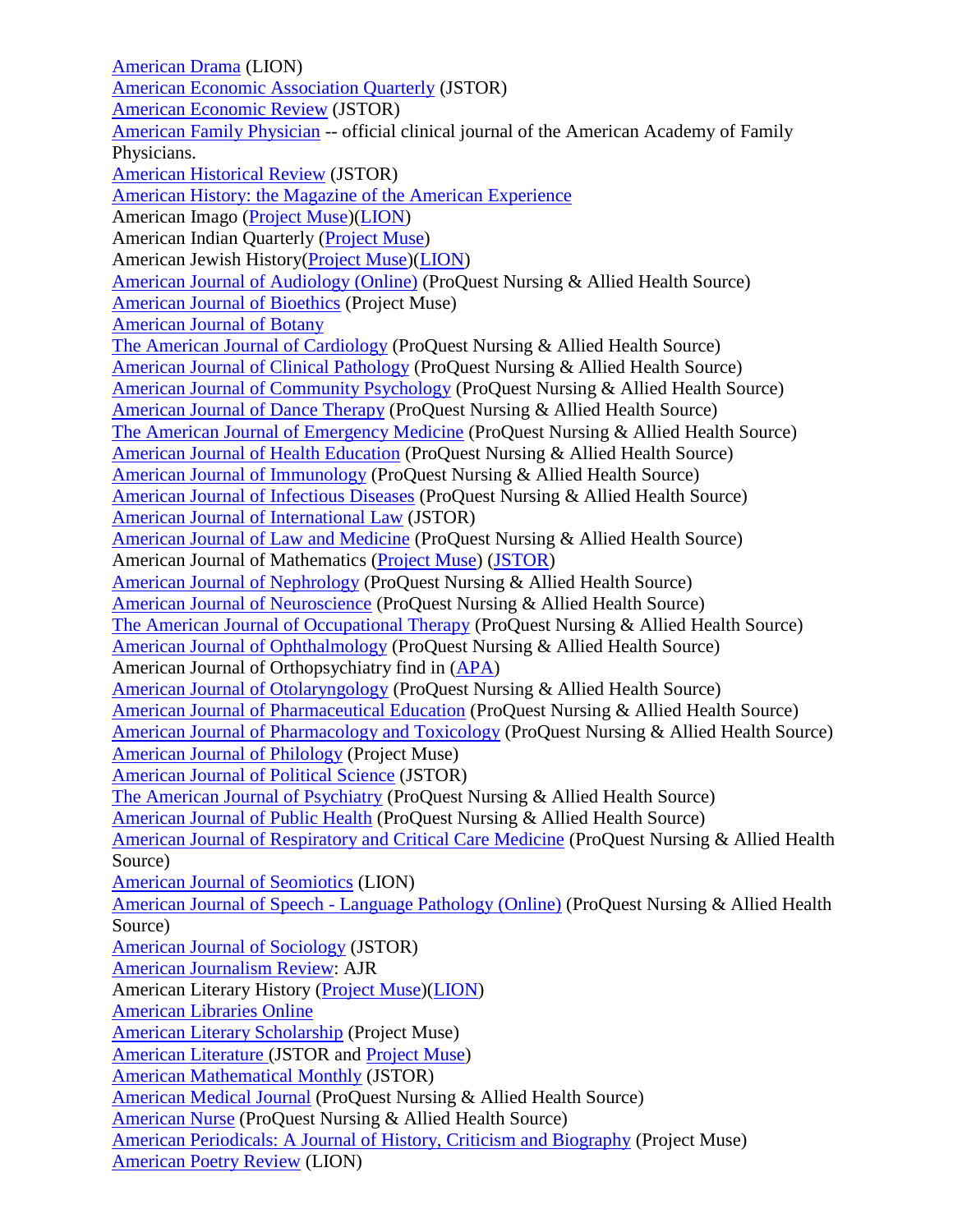American Drama (LION)
American Economic Association Quarterly (JSTOR)
American Economic Review (JSTOR)
American Family Physician -- official clinical journal of the American Academy of Family Physicians.
American Historical Review (JSTOR)
American History: the Magazine of the American Experience
American Imago (Project Muse)(LION)
American Indian Quarterly (Project Muse)
American Jewish History(Project Muse)(LION)
American Journal of Audiology (Online) (ProQuest Nursing & Allied Health Source)
American Journal of Bioethics (Project Muse)
American Journal of Botany
The American Journal of Cardiology (ProQuest Nursing & Allied Health Source)
American Journal of Clinical Pathology (ProQuest Nursing & Allied Health Source)
American Journal of Community Psychology (ProQuest Nursing & Allied Health Source)
American Journal of Dance Therapy (ProQuest Nursing & Allied Health Source)
The American Journal of Emergency Medicine (ProQuest Nursing & Allied Health Source)
American Journal of Health Education (ProQuest Nursing & Allied Health Source)
American Journal of Immunology (ProQuest Nursing & Allied Health Source)
American Journal of Infectious Diseases (ProQuest Nursing & Allied Health Source)
American Journal of International Law (JSTOR)
American Journal of Law and Medicine (ProQuest Nursing & Allied Health Source)
American Journal of Mathematics (Project Muse) (JSTOR)
American Journal of Nephrology (ProQuest Nursing & Allied Health Source)
American Journal of Neuroscience (ProQuest Nursing & Allied Health Source)
The American Journal of Occupational Therapy (ProQuest Nursing & Allied Health Source)
American Journal of Ophthalmology (ProQuest Nursing & Allied Health Source)
American Journal of Orthopsychiatry find in (APA)
American Journal of Otolaryngology (ProQuest Nursing & Allied Health Source)
American Journal of Pharmaceutical Education (ProQuest Nursing & Allied Health Source)
American Journal of Pharmacology and Toxicology (ProQuest Nursing & Allied Health Source)
American Journal of Philology (Project Muse)
American Journal of Political Science (JSTOR)
The American Journal of Psychiatry (ProQuest Nursing & Allied Health Source)
American Journal of Public Health (ProQuest Nursing & Allied Health Source)
American Journal of Respiratory and Critical Care Medicine (ProQuest Nursing & Allied Health Source)
American Journal of Seomiotics (LION)
American Journal of Speech - Language Pathology (Online) (ProQuest Nursing & Allied Health Source)
American Journal of Sociology (JSTOR)
American Journalism Review: AJR
American Literary History (Project Muse)(LION)
American Libraries Online
American Literary Scholarship (Project Muse)
American Literature (JSTOR and Project Muse)
American Mathematical Monthly (JSTOR)
American Medical Journal (ProQuest Nursing & Allied Health Source)
American Nurse (ProQuest Nursing & Allied Health Source)
American Periodicals: A Journal of History, Criticism and Biography (Project Muse)
American Poetry Review (LION)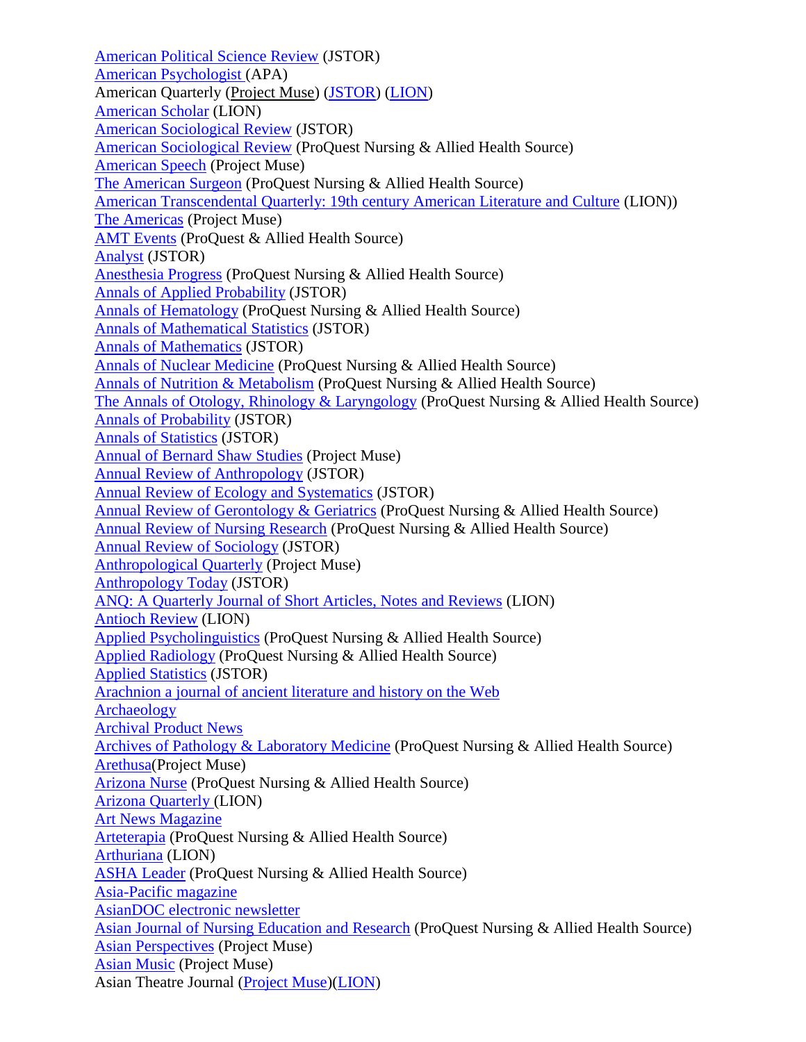American Political Science Review (JSTOR)
American Psychologist (APA)
American Quarterly (Project Muse) (JSTOR) (LION)
American Scholar (LION)
American Sociological Review (JSTOR)
American Sociological Review (ProQuest Nursing & Allied Health Source)
American Speech (Project Muse)
The American Surgeon (ProQuest Nursing & Allied Health Source)
American Transcendental Quarterly: 19th century American Literature and Culture (LION))
The Americas (Project Muse)
AMT Events (ProQuest & Allied Health Source)
Analyst (JSTOR)
Anesthesia Progress (ProQuest Nursing & Allied Health Source)
Annals of Applied Probability (JSTOR)
Annals of Hematology (ProQuest Nursing & Allied Health Source)
Annals of Mathematical Statistics (JSTOR)
Annals of Mathematics (JSTOR)
Annals of Nuclear Medicine (ProQuest Nursing & Allied Health Source)
Annals of Nutrition & Metabolism (ProQuest Nursing & Allied Health Source)
The Annals of Otology, Rhinology & Laryngology (ProQuest Nursing & Allied Health Source)
Annals of Probability (JSTOR)
Annals of Statistics (JSTOR)
Annual of Bernard Shaw Studies (Project Muse)
Annual Review of Anthropology (JSTOR)
Annual Review of Ecology and Systematics (JSTOR)
Annual Review of Gerontology & Geriatrics (ProQuest Nursing & Allied Health Source)
Annual Review of Nursing Research (ProQuest Nursing & Allied Health Source)
Annual Review of Sociology (JSTOR)
Anthropological Quarterly (Project Muse)
Anthropology Today (JSTOR)
ANQ: A Quarterly Journal of Short Articles, Notes and Reviews (LION)
Antioch Review (LION)
Applied Psycholinguistics (ProQuest Nursing & Allied Health Source)
Applied Radiology (ProQuest Nursing & Allied Health Source)
Applied Statistics (JSTOR)
Arachnion a journal of ancient literature and history on the Web
Archaeology
Archival Product News
Archives of Pathology & Laboratory Medicine (ProQuest Nursing & Allied Health Source)
Arethusa(Project Muse)
Arizona Nurse (ProQuest Nursing & Allied Health Source)
Arizona Quarterly (LION)
Art News Magazine
Arteterapia (ProQuest Nursing & Allied Health Source)
Arthuriana (LION)
ASHA Leader (ProQuest Nursing & Allied Health Source)
Asia-Pacific magazine
AsianDOC electronic newsletter
Asian Journal of Nursing Education and Research (ProQuest Nursing & Allied Health Source)
Asian Perspectives (Project Muse)
Asian Music (Project Muse)
Asian Theatre Journal (Project Muse)(LION)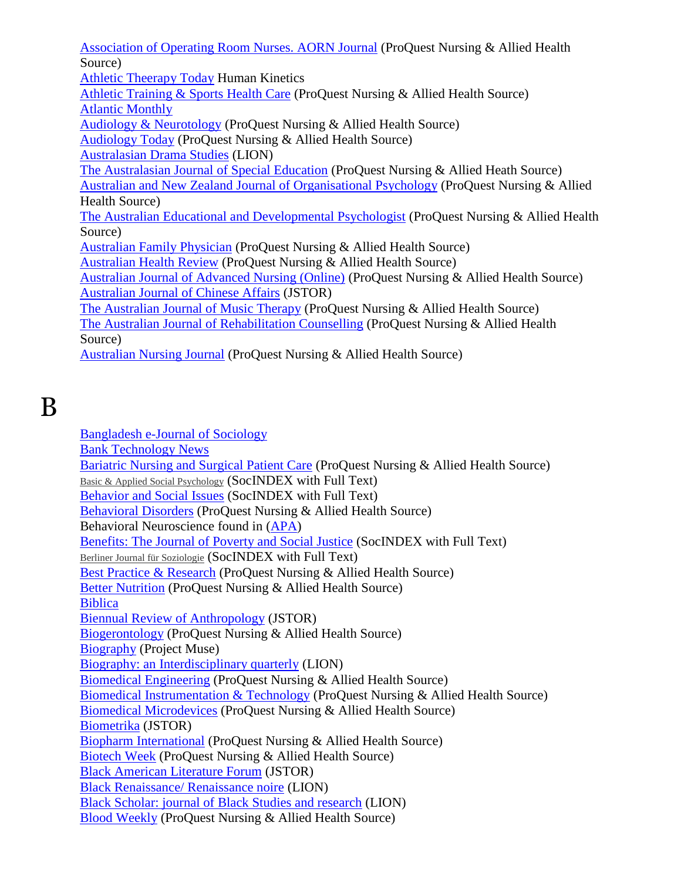Association of Operating Room Nurses. AORN Journal (ProQuest Nursing & Allied Health Source)
Athletic Theerapy Today Human Kinetics
Athletic Training & Sports Health Care (ProQuest Nursing & Allied Health Source)
Atlantic Monthly
Audiology & Neurotology (ProQuest Nursing & Allied Health Source)
Audiology Today (ProQuest Nursing & Allied Health Source)
Australasian Drama Studies (LION)
The Australasian Journal of Special Education (ProQuest Nursing & Allied Heath Source)
Australian and New Zealand Journal of Organisational Psychology (ProQuest Nursing & Allied Health Source)
The Australian Educational and Developmental Psychologist (ProQuest Nursing & Allied Health Source)
Australian Family Physician (ProQuest Nursing & Allied Health Source)
Australian Health Review (ProQuest Nursing & Allied Health Source)
Australian Journal of Advanced Nursing (Online) (ProQuest Nursing & Allied Health Source)
Australian Journal of Chinese Affairs (JSTOR)
The Australian Journal of Music Therapy (ProQuest Nursing & Allied Health Source)
The Australian Journal of Rehabilitation Counselling (ProQuest Nursing & Allied Health Source)
Australian Nursing Journal (ProQuest Nursing & Allied Health Source)

# B

Bangladesh e-Journal of Sociology
Bank Technology News
Bariatric Nursing and Surgical Patient Care (ProQuest Nursing & Allied Health Source)
Basic & Applied Social Psychology (SocINDEX with Full Text)
Behavior and Social Issues (SocINDEX with Full Text)
Behavioral Disorders (ProQuest Nursing & Allied Health Source)
Behavioral Neuroscience found in (APA)
Benefits: The Journal of Poverty and Social Justice (SocINDEX with Full Text)
Berliner Journal für Soziologie (SocINDEX with Full Text)
Best Practice & Research (ProQuest Nursing & Allied Health Source)
Better Nutrition (ProQuest Nursing & Allied Health Source)
Biblica
Biennual Review of Anthropology (JSTOR)
Biogerontology (ProQuest Nursing & Allied Health Source)
Biography (Project Muse)
Biography: an Interdisciplinary quarterly (LION)
Biomedical Engineering (ProQuest Nursing & Allied Health Source)
Biomedical Instrumentation & Technology (ProQuest Nursing & Allied Health Source)
Biomedical Microdevices (ProQuest Nursing & Allied Health Source)
Biometrika (JSTOR)
Biopharm International (ProQuest Nursing & Allied Health Source)
Biotech Week (ProQuest Nursing & Allied Health Source)
Black American Literature Forum (JSTOR)
Black Renaissance/ Renaissance noire (LION)
Black Scholar: journal of Black Studies and research (LION)
Blood Weekly (ProQuest Nursing & Allied Health Source)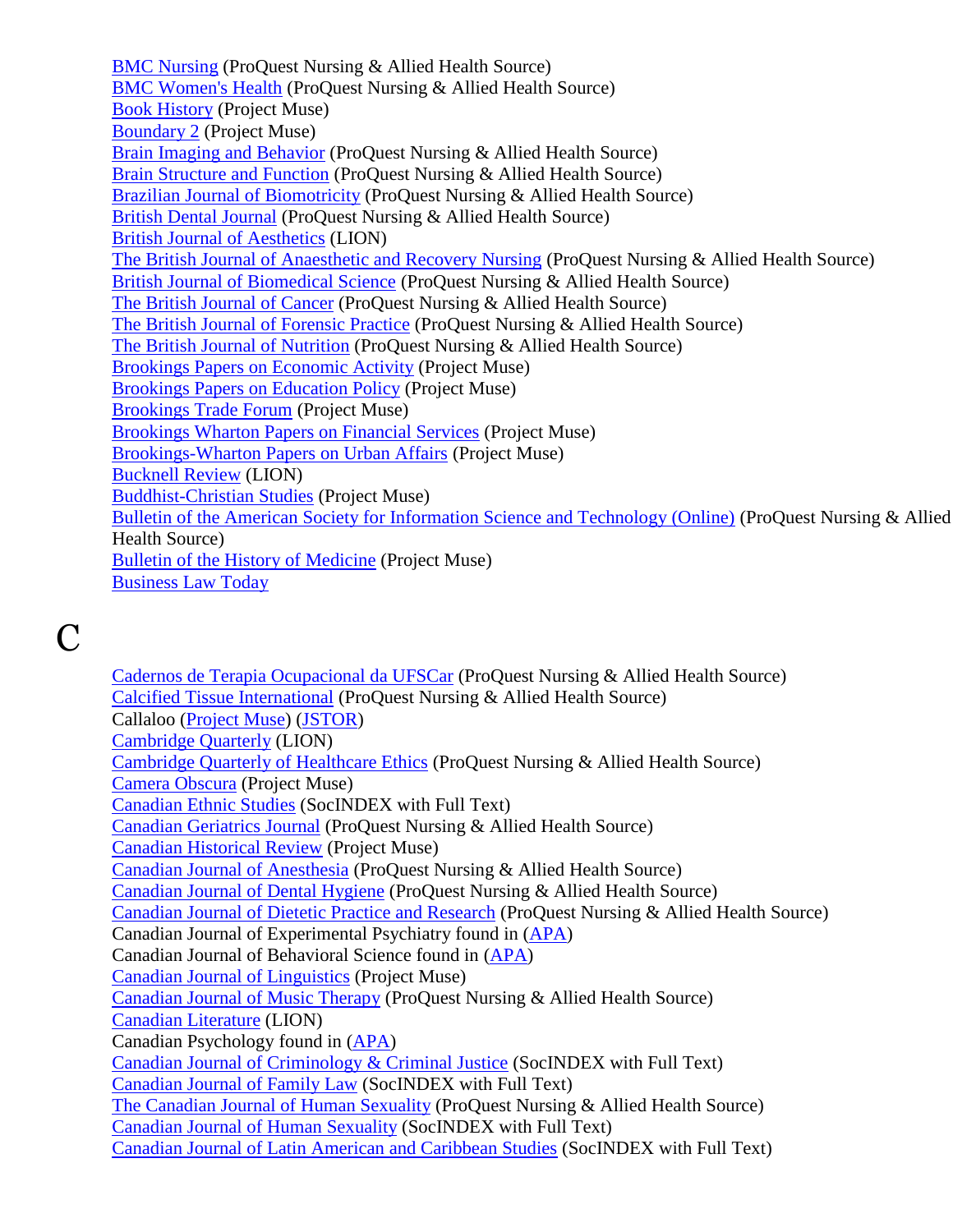BMC Nursing (ProQuest Nursing & Allied Health Source)
BMC Women's Health (ProQuest Nursing & Allied Health Source)
Book History (Project Muse)
Boundary 2 (Project Muse)
Brain Imaging and Behavior (ProQuest Nursing & Allied Health Source)
Brain Structure and Function (ProQuest Nursing & Allied Health Source)
Brazilian Journal of Biomotricity (ProQuest Nursing & Allied Health Source)
British Dental Journal (ProQuest Nursing & Allied Health Source)
British Journal of Aesthetics (LION)
The British Journal of Anaesthetic and Recovery Nursing (ProQuest Nursing & Allied Health Source)
British Journal of Biomedical Science (ProQuest Nursing & Allied Health Source)
The British Journal of Cancer (ProQuest Nursing & Allied Health Source)
The British Journal of Forensic Practice (ProQuest Nursing & Allied Health Source)
The British Journal of Nutrition (ProQuest Nursing & Allied Health Source)
Brookings Papers on Economic Activity (Project Muse)
Brookings Papers on Education Policy (Project Muse)
Brookings Trade Forum (Project Muse)
Brookings Wharton Papers on Financial Services (Project Muse)
Brookings-Wharton Papers on Urban Affairs (Project Muse)
Bucknell Review (LION)
Buddhist-Christian Studies (Project Muse)
Bulletin of the American Society for Information Science and Technology (Online) (ProQuest Nursing & Allied Health Source)
Bulletin of the History of Medicine (Project Muse)
Business Law Today

# C

Cadernos de Terapia Ocupacional da UFSCar (ProQuest Nursing & Allied Health Source)
Calcified Tissue International (ProQuest Nursing & Allied Health Source)
Callaloo (Project Muse) (JSTOR)
Cambridge Quarterly (LION)
Cambridge Quarterly of Healthcare Ethics (ProQuest Nursing & Allied Health Source)
Camera Obscura (Project Muse)
Canadian Ethnic Studies (SocINDEX with Full Text)
Canadian Geriatrics Journal (ProQuest Nursing & Allied Health Source)
Canadian Historical Review (Project Muse)
Canadian Journal of Anesthesia (ProQuest Nursing & Allied Health Source)
Canadian Journal of Dental Hygiene (ProQuest Nursing & Allied Health Source)
Canadian Journal of Dietetic Practice and Research (ProQuest Nursing & Allied Health Source)
Canadian Journal of Experimental Psychiatry found in (APA)
Canadian Journal of Behavioral Science found in (APA)
Canadian Journal of Linguistics (Project Muse)
Canadian Journal of Music Therapy (ProQuest Nursing & Allied Health Source)
Canadian Literature (LION)
Canadian Psychology found in (APA)
Canadian Journal of Criminology & Criminal Justice (SocINDEX with Full Text)
Canadian Journal of Family Law (SocINDEX with Full Text)
The Canadian Journal of Human Sexuality (ProQuest Nursing & Allied Health Source)
Canadian Journal of Human Sexuality (SocINDEX with Full Text)
Canadian Journal of Latin American and Caribbean Studies (SocINDEX with Full Text)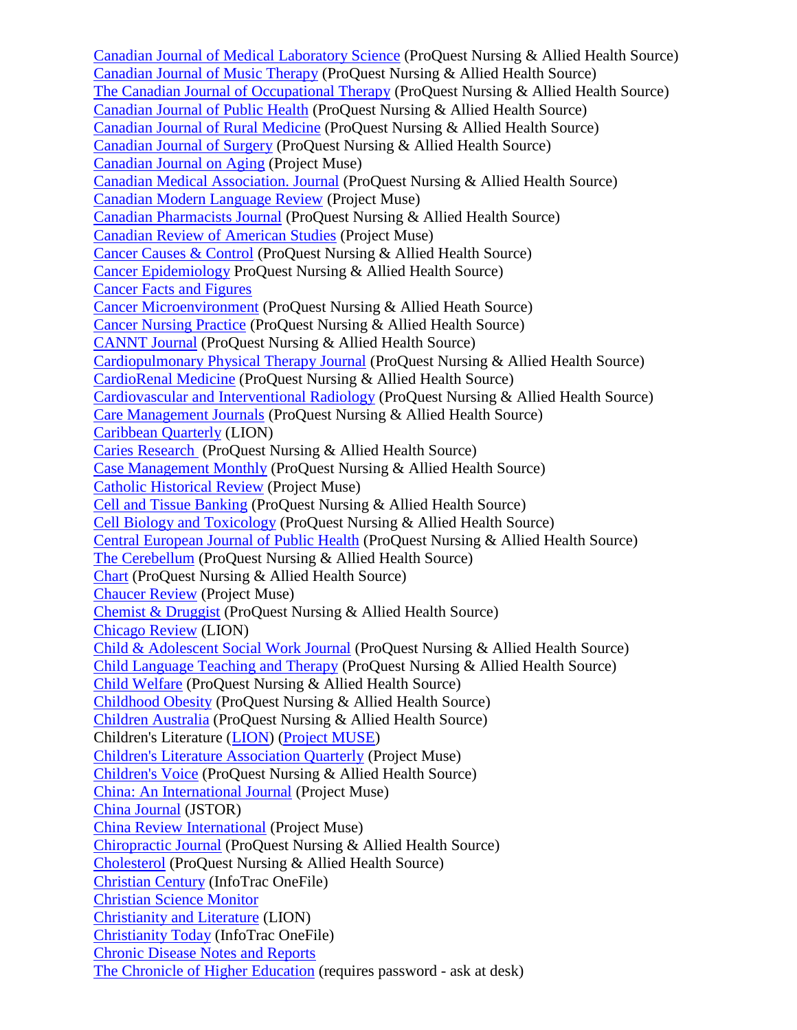Canadian Journal of Medical Laboratory Science (ProQuest Nursing & Allied Health Source)
Canadian Journal of Music Therapy (ProQuest Nursing & Allied Health Source)
The Canadian Journal of Occupational Therapy (ProQuest Nursing & Allied Health Source)
Canadian Journal of Public Health (ProQuest Nursing & Allied Health Source)
Canadian Journal of Rural Medicine (ProQuest Nursing & Allied Health Source)
Canadian Journal of Surgery (ProQuest Nursing & Allied Health Source)
Canadian Journal on Aging (Project Muse)
Canadian Medical Association. Journal (ProQuest Nursing & Allied Health Source)
Canadian Modern Language Review (Project Muse)
Canadian Pharmacists Journal (ProQuest Nursing & Allied Health Source)
Canadian Review of American Studies (Project Muse)
Cancer Causes & Control (ProQuest Nursing & Allied Health Source)
Cancer Epidemiology ProQuest Nursing & Allied Health Source)
Cancer Facts and Figures
Cancer Microenvironment (ProQuest Nursing & Allied Heath Source)
Cancer Nursing Practice (ProQuest Nursing & Allied Health Source)
CANNT Journal (ProQuest Nursing & Allied Health Source)
Cardiopulmonary Physical Therapy Journal (ProQuest Nursing & Allied Health Source)
CardioRenal Medicine (ProQuest Nursing & Allied Health Source)
Cardiovascular and Interventional Radiology (ProQuest Nursing & Allied Health Source)
Care Management Journals (ProQuest Nursing & Allied Health Source)
Caribbean Quarterly (LION)
Caries Research (ProQuest Nursing & Allied Health Source)
Case Management Monthly (ProQuest Nursing & Allied Health Source)
Catholic Historical Review (Project Muse)
Cell and Tissue Banking (ProQuest Nursing & Allied Health Source)
Cell Biology and Toxicology (ProQuest Nursing & Allied Health Source)
Central European Journal of Public Health (ProQuest Nursing & Allied Health Source)
The Cerebellum (ProQuest Nursing & Allied Health Source)
Chart (ProQuest Nursing & Allied Health Source)
Chaucer Review (Project Muse)
Chemist & Druggist (ProQuest Nursing & Allied Health Source)
Chicago Review (LION)
Child & Adolescent Social Work Journal (ProQuest Nursing & Allied Health Source)
Child Language Teaching and Therapy (ProQuest Nursing & Allied Health Source)
Child Welfare (ProQuest Nursing & Allied Health Source)
Childhood Obesity (ProQuest Nursing & Allied Health Source)
Children Australia (ProQuest Nursing & Allied Health Source)
Children's Literature (LION) (Project MUSE)
Children's Literature Association Quarterly (Project Muse)
Children's Voice (ProQuest Nursing & Allied Health Source)
China: An International Journal (Project Muse)
China Journal (JSTOR)
China Review International (Project Muse)
Chiropractic Journal (ProQuest Nursing & Allied Health Source)
Cholesterol (ProQuest Nursing & Allied Health Source)
Christian Century (InfoTrac OneFile)
Christian Science Monitor
Christianity and Literature (LION)
Christianity Today (InfoTrac OneFile)
Chronic Disease Notes and Reports
The Chronicle of Higher Education (requires password - ask at desk)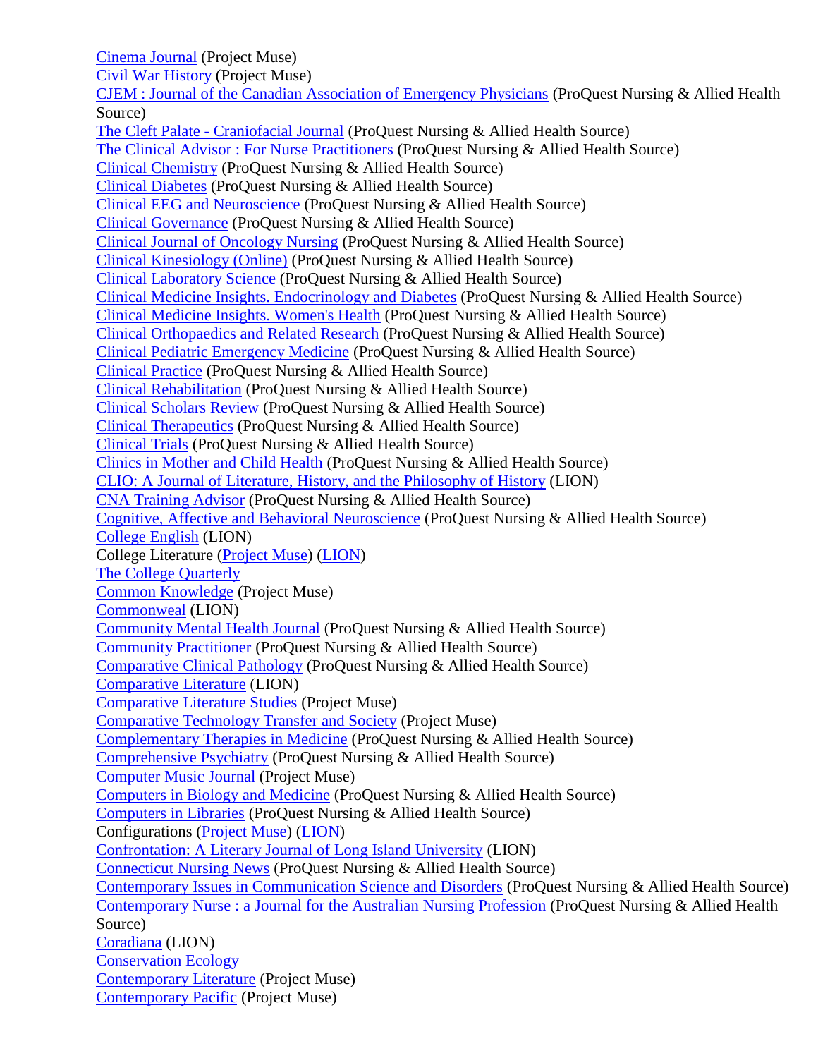Cinema Journal (Project Muse)
Civil War History (Project Muse)
CJEM : Journal of the Canadian Association of Emergency Physicians (ProQuest Nursing & Allied Health Source)
The Cleft Palate - Craniofacial Journal (ProQuest Nursing & Allied Health Source)
The Clinical Advisor : For Nurse Practitioners (ProQuest Nursing & Allied Health Source)
Clinical Chemistry (ProQuest Nursing & Allied Health Source)
Clinical Diabetes (ProQuest Nursing & Allied Health Source)
Clinical EEG and Neuroscience (ProQuest Nursing & Allied Health Source)
Clinical Governance (ProQuest Nursing & Allied Health Source)
Clinical Journal of Oncology Nursing (ProQuest Nursing & Allied Health Source)
Clinical Kinesiology (Online) (ProQuest Nursing & Allied Health Source)
Clinical Laboratory Science (ProQuest Nursing & Allied Health Source)
Clinical Medicine Insights. Endocrinology and Diabetes (ProQuest Nursing & Allied Health Source)
Clinical Medicine Insights. Women's Health (ProQuest Nursing & Allied Health Source)
Clinical Orthopaedics and Related Research (ProQuest Nursing & Allied Health Source)
Clinical Pediatric Emergency Medicine (ProQuest Nursing & Allied Health Source)
Clinical Practice (ProQuest Nursing & Allied Health Source)
Clinical Rehabilitation (ProQuest Nursing & Allied Health Source)
Clinical Scholars Review (ProQuest Nursing & Allied Health Source)
Clinical Therapeutics (ProQuest Nursing & Allied Health Source)
Clinical Trials (ProQuest Nursing & Allied Health Source)
Clinics in Mother and Child Health (ProQuest Nursing & Allied Health Source)
CLIO: A Journal of Literature, History, and the Philosophy of History (LION)
CNA Training Advisor (ProQuest Nursing & Allied Health Source)
Cognitive, Affective and Behavioral Neuroscience (ProQuest Nursing & Allied Health Source)
College English (LION)
College Literature (Project Muse) (LION)
The College Quarterly
Common Knowledge (Project Muse)
Commonweal (LION)
Community Mental Health Journal (ProQuest Nursing & Allied Health Source)
Community Practitioner (ProQuest Nursing & Allied Health Source)
Comparative Clinical Pathology (ProQuest Nursing & Allied Health Source)
Comparative Literature (LION)
Comparative Literature Studies (Project Muse)
Comparative Technology Transfer and Society (Project Muse)
Complementary Therapies in Medicine (ProQuest Nursing & Allied Health Source)
Comprehensive Psychiatry (ProQuest Nursing & Allied Health Source)
Computer Music Journal (Project Muse)
Computers in Biology and Medicine (ProQuest Nursing & Allied Health Source)
Computers in Libraries (ProQuest Nursing & Allied Health Source)
Configurations (Project Muse) (LION)
Confrontation: A Literary Journal of Long Island University (LION)
Connecticut Nursing News (ProQuest Nursing & Allied Health Source)
Contemporary Issues in Communication Science and Disorders (ProQuest Nursing & Allied Health Source)
Contemporary Nurse : a Journal for the Australian Nursing Profession (ProQuest Nursing & Allied Health Source)
Coradiana (LION)
Conservation Ecology
Contemporary Literature (Project Muse)
Contemporary Pacific (Project Muse)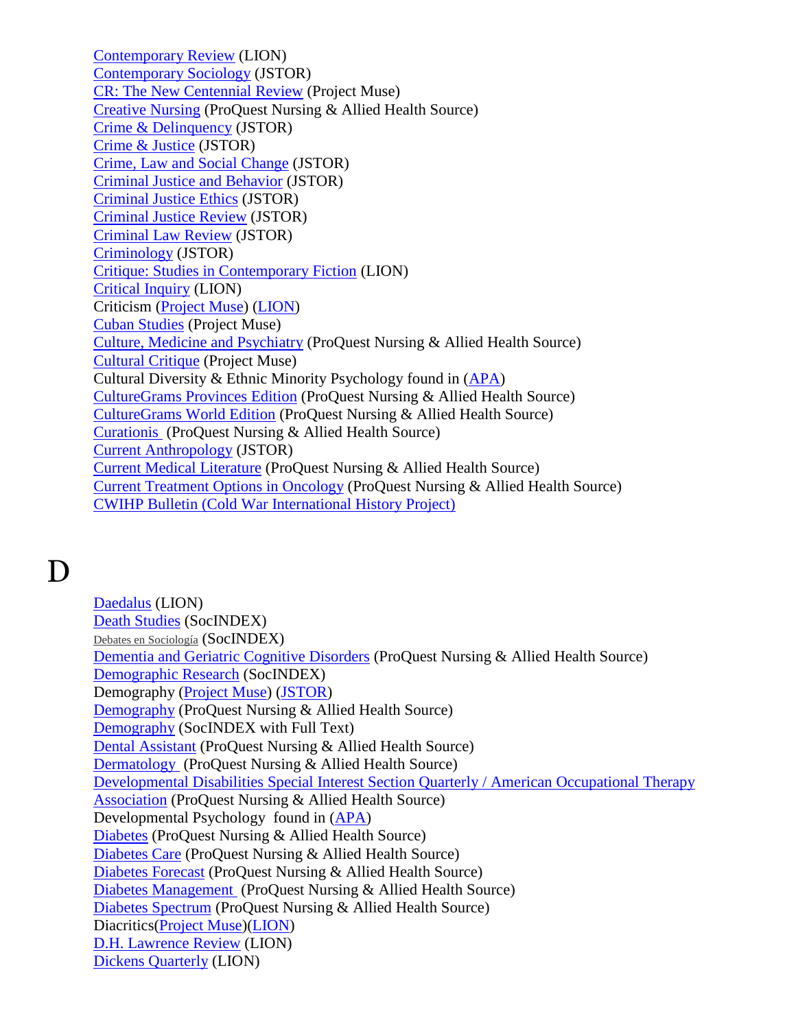Contemporary Review (LION)
Contemporary Sociology (JSTOR)
CR: The New Centennial Review (Project Muse)
Creative Nursing (ProQuest Nursing & Allied Health Source)
Crime & Delinquency (JSTOR)
Crime & Justice (JSTOR)
Crime, Law and Social Change (JSTOR)
Criminal Justice and Behavior (JSTOR)
Criminal Justice Ethics (JSTOR)
Criminal Justice Review (JSTOR)
Criminal Law Review (JSTOR)
Criminology (JSTOR)
Critique: Studies in Contemporary Fiction (LION)
Critical Inquiry (LION)
Criticism (Project Muse) (LION)
Cuban Studies (Project Muse)
Culture, Medicine and Psychiatry (ProQuest Nursing & Allied Health Source)
Cultural Critique (Project Muse)
Cultural Diversity & Ethnic Minority Psychology found in (APA)
CultureGrams Provinces Edition (ProQuest Nursing & Allied Health Source)
CultureGrams World Edition (ProQuest Nursing & Allied Health Source)
Curationis (ProQuest Nursing & Allied Health Source)
Current Anthropology (JSTOR)
Current Medical Literature (ProQuest Nursing & Allied Health Source)
Current Treatment Options in Oncology (ProQuest Nursing & Allied Health Source)
CWIHP Bulletin (Cold War International History Project)

# D

Daedalus (LION)
Death Studies (SocINDEX)
Debates en Sociología (SocINDEX)
Dementia and Geriatric Cognitive Disorders (ProQuest Nursing & Allied Health Source)
Demographic Research (SocINDEX)
Demography (Project Muse) (JSTOR)
Demography (ProQuest Nursing & Allied Health Source)
Demography (SocINDEX with Full Text)
Dental Assistant (ProQuest Nursing & Allied Health Source)
Dermatology (ProQuest Nursing & Allied Health Source)
Developmental Disabilities Special Interest Section Quarterly / American Occupational Therapy Association (ProQuest Nursing & Allied Health Source)
Developmental Psychology found in (APA)
Diabetes (ProQuest Nursing & Allied Health Source)
Diabetes Care (ProQuest Nursing & Allied Health Source)
Diabetes Forecast (ProQuest Nursing & Allied Health Source)
Diabetes Management (ProQuest Nursing & Allied Health Source)
Diabetes Spectrum (ProQuest Nursing & Allied Health Source)
Diacritics(Project Muse)(LION)
D.H. Lawrence Review (LION)
Dickens Quarterly (LION)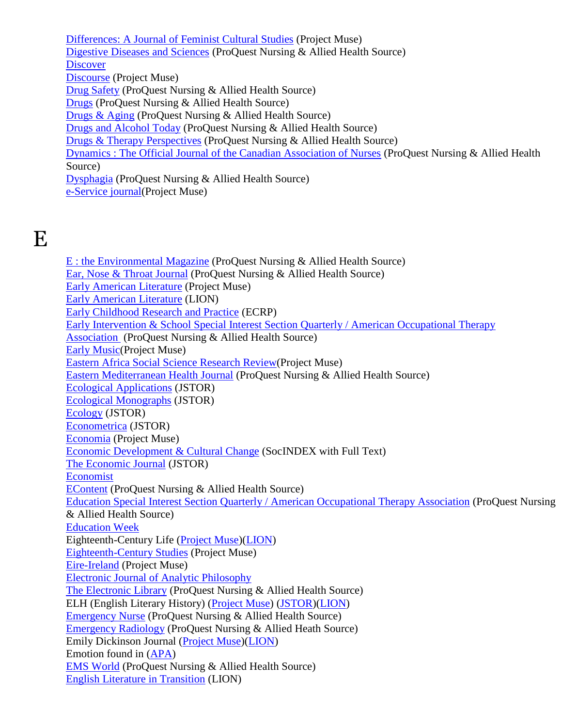Differences: A Journal of Feminist Cultural Studies (Project Muse)
Digestive Diseases and Sciences (ProQuest Nursing & Allied Health Source)
Discover
Discourse (Project Muse)
Drug Safety (ProQuest Nursing & Allied Health Source)
Drugs (ProQuest Nursing & Allied Health Source)
Drugs & Aging (ProQuest Nursing & Allied Health Source)
Drugs and Alcohol Today (ProQuest Nursing & Allied Health Source)
Drugs & Therapy Perspectives (ProQuest Nursing & Allied Health Source)
Dynamics : The Official Journal of the Canadian Association of Nurses (ProQuest Nursing & Allied Health Source)
Dysphagia (ProQuest Nursing & Allied Health Source)
e-Service journal(Project Muse)

# E

E : the Environmental Magazine (ProQuest Nursing & Allied Health Source)
Ear, Nose & Throat Journal (ProQuest Nursing & Allied Health Source)
Early American Literature (Project Muse)
Early American Literature (LION)
Early Childhood Research and Practice (ECRP)
Early Intervention & School Special Interest Section Quarterly / American Occupational Therapy Association (ProQuest Nursing & Allied Health Source)
Early Music(Project Muse)
Eastern Africa Social Science Research Review(Project Muse)
Eastern Mediterranean Health Journal (ProQuest Nursing & Allied Health Source)
Ecological Applications (JSTOR)
Ecological Monographs (JSTOR)
Ecology (JSTOR)
Econometrica (JSTOR)
Economia (Project Muse)
Economic Development & Cultural Change (SocINDEX with Full Text)
The Economic Journal (JSTOR)
Economist
EContent (ProQuest Nursing & Allied Health Source)
Education Special Interest Section Quarterly / American Occupational Therapy Association (ProQuest Nursing & Allied Health Source)
Education Week
Eighteenth-Century Life (Project Muse)(LION)
Eighteenth-Century Studies (Project Muse)
Eire-Ireland (Project Muse)
Electronic Journal of Analytic Philosophy
The Electronic Library (ProQuest Nursing & Allied Health Source)
ELH (English Literary History) (Project Muse) (JSTOR)(LION)
Emergency Nurse (ProQuest Nursing & Allied Health Source)
Emergency Radiology (ProQuest Nursing & Allied Heath Source)
Emily Dickinson Journal (Project Muse)(LION)
Emotion found in (APA)
EMS World (ProQuest Nursing & Allied Health Source)
English Literature in Transition (LION)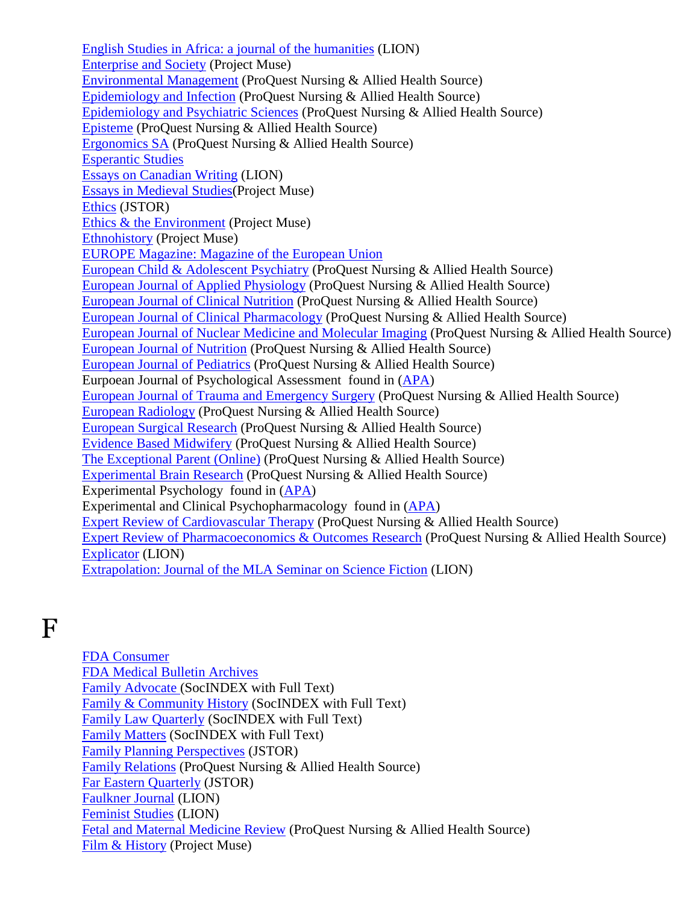English Studies in Africa: a journal of the humanities (LION)
Enterprise and Society (Project Muse)
Environmental Management (ProQuest Nursing & Allied Health Source)
Epidemiology and Infection (ProQuest Nursing & Allied Health Source)
Epidemiology and Psychiatric Sciences (ProQuest Nursing & Allied Health Source)
Episteme (ProQuest Nursing & Allied Health Source)
Ergonomics SA (ProQuest Nursing & Allied Health Source)
Esperantic Studies
Essays on Canadian Writing (LION)
Essays in Medieval Studies(Project Muse)
Ethics (JSTOR)
Ethics & the Environment (Project Muse)
Ethnohistory (Project Muse)
EUROPE Magazine: Magazine of the European Union
European Child & Adolescent Psychiatry (ProQuest Nursing & Allied Health Source)
European Journal of Applied Physiology (ProQuest Nursing & Allied Health Source)
European Journal of Clinical Nutrition (ProQuest Nursing & Allied Health Source)
European Journal of Clinical Pharmacology (ProQuest Nursing & Allied Health Source)
European Journal of Nuclear Medicine and Molecular Imaging (ProQuest Nursing & Allied Health Source)
European Journal of Nutrition (ProQuest Nursing & Allied Health Source)
European Journal of Pediatrics (ProQuest Nursing & Allied Health Source)
Eurpoean Journal of Psychological Assessment found in (APA)
European Journal of Trauma and Emergency Surgery (ProQuest Nursing & Allied Health Source)
European Radiology (ProQuest Nursing & Allied Health Source)
European Surgical Research (ProQuest Nursing & Allied Health Source)
Evidence Based Midwifery (ProQuest Nursing & Allied Health Source)
The Exceptional Parent (Online) (ProQuest Nursing & Allied Health Source)
Experimental Brain Research (ProQuest Nursing & Allied Health Source)
Experimental Psychology found in (APA)
Experimental and Clinical Psychopharmacology found in (APA)
Expert Review of Cardiovascular Therapy (ProQuest Nursing & Allied Health Source)
Expert Review of Pharmacoeconomics & Outcomes Research (ProQuest Nursing & Allied Health Source)
Explicator (LION)
Extrapolation: Journal of the MLA Seminar on Science Fiction (LION)

# F

FDA Consumer
FDA Medical Bulletin Archives
Family Advocate (SocINDEX with Full Text)
Family & Community History (SocINDEX with Full Text)
Family Law Quarterly (SocINDEX with Full Text)
Family Matters (SocINDEX with Full Text)
Family Planning Perspectives (JSTOR)
Family Relations (ProQuest Nursing & Allied Health Source)
Far Eastern Quarterly (JSTOR)
Faulkner Journal (LION)
Feminist Studies (LION)
Fetal and Maternal Medicine Review (ProQuest Nursing & Allied Health Source)
Film & History (Project Muse)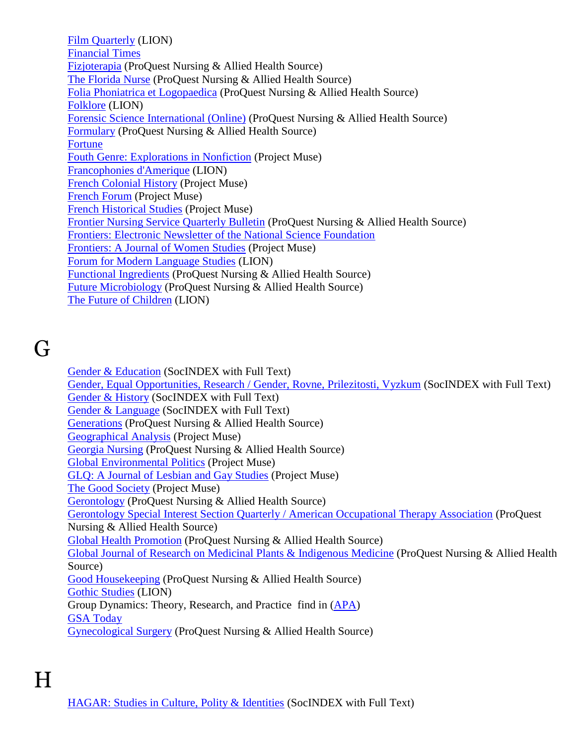Film Quarterly (LION)
Financial Times
Fizjoterapia (ProQuest Nursing & Allied Health Source)
The Florida Nurse (ProQuest Nursing & Allied Health Source)
Folia Phoniatrica et Logopaedica (ProQuest Nursing & Allied Health Source)
Folklore (LION)
Forensic Science International (Online) (ProQuest Nursing & Allied Health Source)
Formulary (ProQuest Nursing & Allied Health Source)
Fortune
Fouth Genre: Explorations in Nonfiction (Project Muse)
Francophonies d'Amerique (LION)
French Colonial History (Project Muse)
French Forum (Project Muse)
French Historical Studies (Project Muse)
Frontier Nursing Service Quarterly Bulletin (ProQuest Nursing & Allied Health Source)
Frontiers: Electronic Newsletter of the National Science Foundation
Frontiers: A Journal of Women Studies (Project Muse)
Forum for Modern Language Studies (LION)
Functional Ingredients (ProQuest Nursing & Allied Health Source)
Future Microbiology (ProQuest Nursing & Allied Health Source)
The Future of Children (LION)

# G

Gender & Education (SocINDEX with Full Text)
Gender, Equal Opportunities, Research / Gender, Rovne, Prilezitosti, Vyzkum (SocINDEX with Full Text)
Gender & History (SocINDEX with Full Text)
Gender & Language (SocINDEX with Full Text)
Generations (ProQuest Nursing & Allied Health Source)
Geographical Analysis (Project Muse)
Georgia Nursing (ProQuest Nursing & Allied Health Source)
Global Environmental Politics (Project Muse)
GLQ: A Journal of Lesbian and Gay Studies (Project Muse)
The Good Society (Project Muse)
Gerontology (ProQuest Nursing & Allied Health Source)
Gerontology Special Interest Section Quarterly / American Occupational Therapy Association (ProQuest Nursing & Allied Health Source)
Global Health Promotion (ProQuest Nursing & Allied Health Source)
Global Journal of Research on Medicinal Plants & Indigenous Medicine (ProQuest Nursing & Allied Health Source)
Good Housekeeping (ProQuest Nursing & Allied Health Source)
Gothic Studies (LION)
Group Dynamics: Theory, Research, and Practice find in (APA)
GSA Today
Gynecological Surgery (ProQuest Nursing & Allied Health Source)

# H

HAGAR: Studies in Culture, Polity & Identities (SocINDEX with Full Text)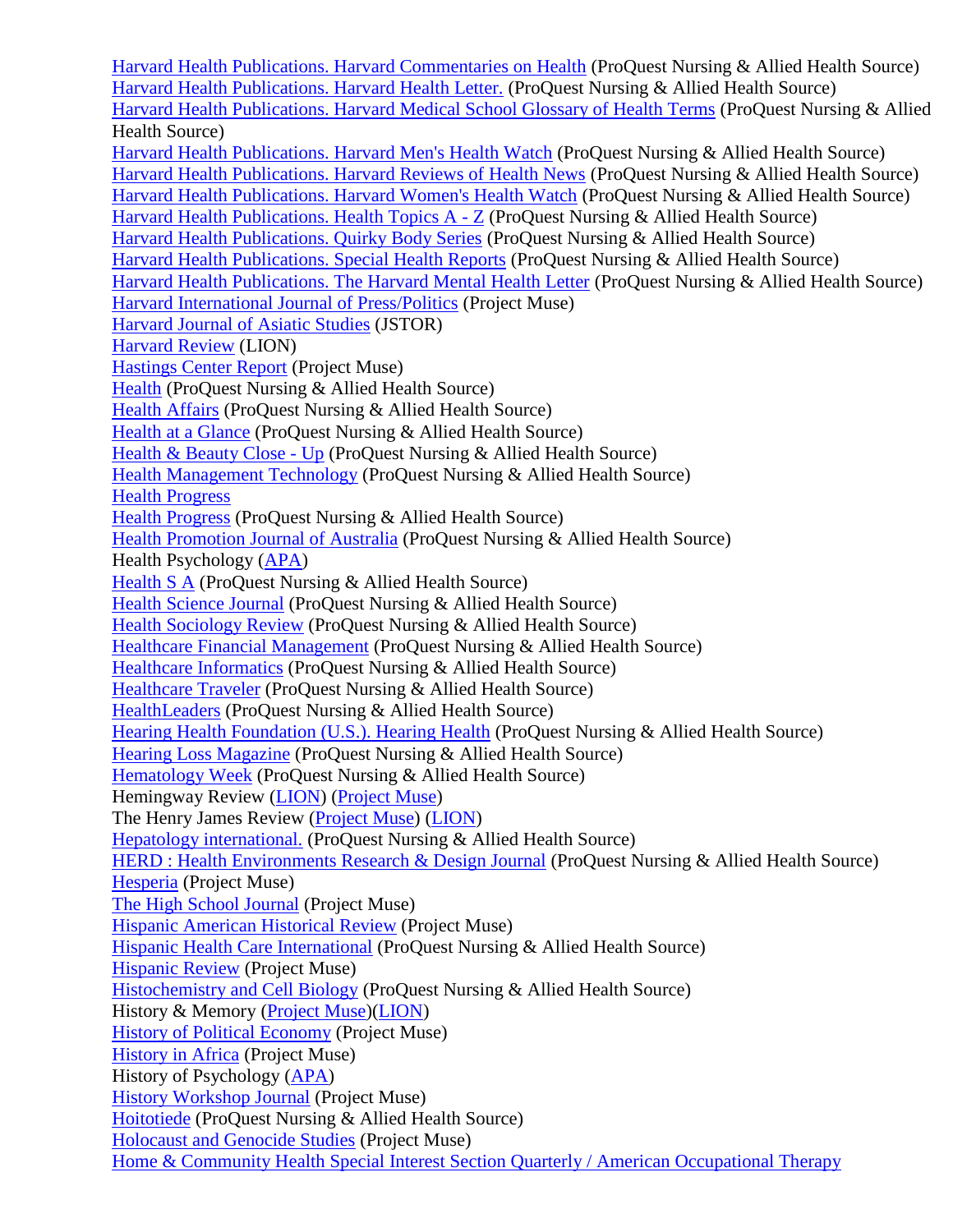Harvard Health Publications. Harvard Commentaries on Health (ProQuest Nursing & Allied Health Source)
Harvard Health Publications. Harvard Health Letter. (ProQuest Nursing & Allied Health Source)
Harvard Health Publications. Harvard Medical School Glossary of Health Terms (ProQuest Nursing & Allied Health Source)
Harvard Health Publications. Harvard Men's Health Watch (ProQuest Nursing & Allied Health Source)
Harvard Health Publications. Harvard Reviews of Health News (ProQuest Nursing & Allied Health Source)
Harvard Health Publications. Harvard Women's Health Watch (ProQuest Nursing & Allied Health Source)
Harvard Health Publications. Health Topics A - Z (ProQuest Nursing & Allied Health Source)
Harvard Health Publications. Quirky Body Series (ProQuest Nursing & Allied Health Source)
Harvard Health Publications. Special Health Reports (ProQuest Nursing & Allied Health Source)
Harvard Health Publications. The Harvard Mental Health Letter (ProQuest Nursing & Allied Health Source)
Harvard International Journal of Press/Politics (Project Muse)
Harvard Journal of Asiatic Studies (JSTOR)
Harvard Review (LION)
Hastings Center Report (Project Muse)
Health (ProQuest Nursing & Allied Health Source)
Health Affairs (ProQuest Nursing & Allied Health Source)
Health at a Glance (ProQuest Nursing & Allied Health Source)
Health & Beauty Close - Up (ProQuest Nursing & Allied Health Source)
Health Management Technology (ProQuest Nursing & Allied Health Source)
Health Progress
Health Progress (ProQuest Nursing & Allied Health Source)
Health Promotion Journal of Australia (ProQuest Nursing & Allied Health Source)
Health Psychology (APA)
Health S A (ProQuest Nursing & Allied Health Source)
Health Science Journal (ProQuest Nursing & Allied Health Source)
Health Sociology Review (ProQuest Nursing & Allied Health Source)
Healthcare Financial Management (ProQuest Nursing & Allied Health Source)
Healthcare Informatics (ProQuest Nursing & Allied Health Source)
Healthcare Traveler (ProQuest Nursing & Allied Health Source)
HealthLeaders (ProQuest Nursing & Allied Health Source)
Hearing Health Foundation (U.S.). Hearing Health (ProQuest Nursing & Allied Health Source)
Hearing Loss Magazine (ProQuest Nursing & Allied Health Source)
Hematology Week (ProQuest Nursing & Allied Health Source)
Hemingway Review (LION) (Project Muse)
The Henry James Review (Project Muse) (LION)
Hepatology international. (ProQuest Nursing & Allied Health Source)
HERD : Health Environments Research & Design Journal (ProQuest Nursing & Allied Health Source)
Hesperia (Project Muse)
The High School Journal (Project Muse)
Hispanic American Historical Review (Project Muse)
Hispanic Health Care International (ProQuest Nursing & Allied Health Source)
Hispanic Review (Project Muse)
Histochemistry and Cell Biology (ProQuest Nursing & Allied Health Source)
History & Memory (Project Muse)(LION)
History of Political Economy (Project Muse)
History in Africa (Project Muse)
History of Psychology (APA)
History Workshop Journal (Project Muse)
Hoitotiede (ProQuest Nursing & Allied Health Source)
Holocaust and Genocide Studies (Project Muse)
Home & Community Health Special Interest Section Quarterly / American Occupational Therapy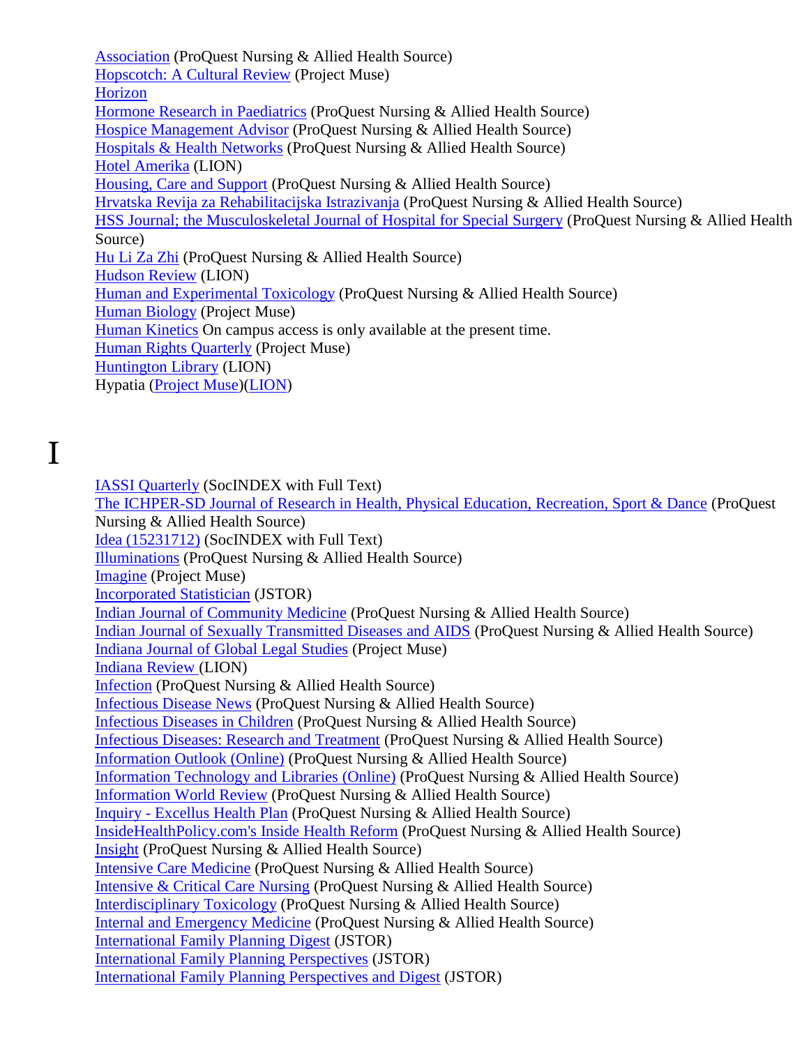Association (ProQuest Nursing & Allied Health Source)
Hopscotch: A Cultural Review (Project Muse)
Horizon
Hormone Research in Paediatrics (ProQuest Nursing & Allied Health Source)
Hospice Management Advisor (ProQuest Nursing & Allied Health Source)
Hospitals & Health Networks (ProQuest Nursing & Allied Health Source)
Hotel Amerika (LION)
Housing, Care and Support (ProQuest Nursing & Allied Health Source)
Hrvatska Revija za Rehabilitacijska Istrazivanja (ProQuest Nursing & Allied Health Source)
HSS Journal; the Musculoskeletal Journal of Hospital for Special Surgery (ProQuest Nursing & Allied Health Source)
Hu Li Za Zhi (ProQuest Nursing & Allied Health Source)
Hudson Review (LION)
Human and Experimental Toxicology (ProQuest Nursing & Allied Health Source)
Human Biology (Project Muse)
Human Kinetics On campus access is only available at the present time.
Human Rights Quarterly (Project Muse)
Huntington Library (LION)
Hypatia (Project Muse)(LION)

# I

IASSI Quarterly (SocINDEX with Full Text)
The ICHPER-SD Journal of Research in Health, Physical Education, Recreation, Sport & Dance (ProQuest Nursing & Allied Health Source)
Idea (15231712) (SocINDEX with Full Text)
Illuminations (ProQuest Nursing & Allied Health Source)
Imagine (Project Muse)
Incorporated Statistician (JSTOR)
Indian Journal of Community Medicine (ProQuest Nursing & Allied Health Source)
Indian Journal of Sexually Transmitted Diseases and AIDS (ProQuest Nursing & Allied Health Source)
Indiana Journal of Global Legal Studies (Project Muse)
Indiana Review (LION)
Infection (ProQuest Nursing & Allied Health Source)
Infectious Disease News (ProQuest Nursing & Allied Health Source)
Infectious Diseases in Children (ProQuest Nursing & Allied Health Source)
Infectious Diseases: Research and Treatment (ProQuest Nursing & Allied Health Source)
Information Outlook (Online) (ProQuest Nursing & Allied Health Source)
Information Technology and Libraries (Online) (ProQuest Nursing & Allied Health Source)
Information World Review (ProQuest Nursing & Allied Health Source)
Inquiry - Excellus Health Plan (ProQuest Nursing & Allied Health Source)
InsideHealthPolicy.com's Inside Health Reform (ProQuest Nursing & Allied Health Source)
Insight (ProQuest Nursing & Allied Health Source)
Intensive Care Medicine (ProQuest Nursing & Allied Health Source)
Intensive & Critical Care Nursing (ProQuest Nursing & Allied Health Source)
Interdisciplinary Toxicology (ProQuest Nursing & Allied Health Source)
Internal and Emergency Medicine (ProQuest Nursing & Allied Health Source)
International Family Planning Digest (JSTOR)
International Family Planning Perspectives (JSTOR)
International Family Planning Perspectives and Digest (JSTOR)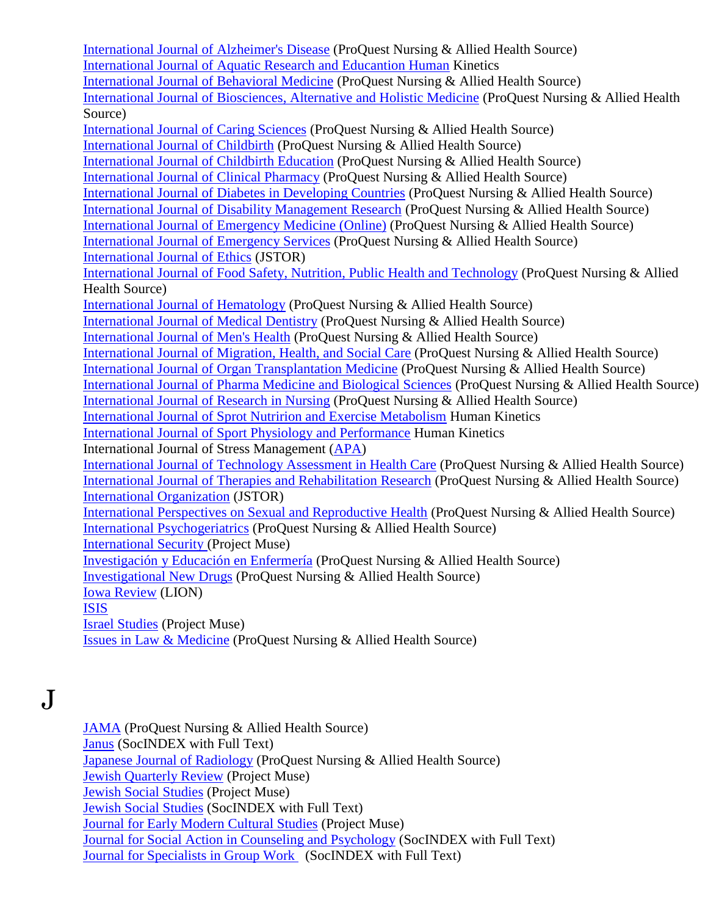International Journal of Alzheimer's Disease (ProQuest Nursing & Allied Health Source)
International Journal of Aquatic Research and Educantion Human Kinetics
International Journal of Behavioral Medicine (ProQuest Nursing & Allied Health Source)
International Journal of Biosciences, Alternative and Holistic Medicine (ProQuest Nursing & Allied Health Source)
International Journal of Caring Sciences (ProQuest Nursing & Allied Health Source)
International Journal of Childbirth (ProQuest Nursing & Allied Health Source)
International Journal of Childbirth Education (ProQuest Nursing & Allied Health Source)
International Journal of Clinical Pharmacy (ProQuest Nursing & Allied Health Source)
International Journal of Diabetes in Developing Countries (ProQuest Nursing & Allied Health Source)
International Journal of Disability Management Research (ProQuest Nursing & Allied Health Source)
International Journal of Emergency Medicine (Online) (ProQuest Nursing & Allied Health Source)
International Journal of Emergency Services (ProQuest Nursing & Allied Health Source)
International Journal of Ethics (JSTOR)
International Journal of Food Safety, Nutrition, Public Health and Technology (ProQuest Nursing & Allied Health Source)
International Journal of Hematology (ProQuest Nursing & Allied Health Source)
International Journal of Medical Dentistry (ProQuest Nursing & Allied Health Source)
International Journal of Men's Health (ProQuest Nursing & Allied Health Source)
International Journal of Migration, Health, and Social Care (ProQuest Nursing & Allied Health Source)
International Journal of Organ Transplantation Medicine (ProQuest Nursing & Allied Health Source)
International Journal of Pharma Medicine and Biological Sciences (ProQuest Nursing & Allied Health Source)
International Journal of Research in Nursing (ProQuest Nursing & Allied Health Source)
International Journal of Sprot Nutririon and Exercise Metabolism Human Kinetics
International Journal of Sport Physiology and Performance Human Kinetics
International Journal of Stress Management (APA)
International Journal of Technology Assessment in Health Care (ProQuest Nursing & Allied Health Source)
International Journal of Therapies and Rehabilitation Research (ProQuest Nursing & Allied Health Source)
International Organization (JSTOR)
International Perspectives on Sexual and Reproductive Health (ProQuest Nursing & Allied Health Source)
International Psychogeriatrics (ProQuest Nursing & Allied Health Source)
International Security (Project Muse)
Investigación y Educación en Enfermería (ProQuest Nursing & Allied Health Source)
Investigational New Drugs (ProQuest Nursing & Allied Health Source)
Iowa Review (LION)
ISIS
Israel Studies (Project Muse)
Issues in Law & Medicine (ProQuest Nursing & Allied Health Source)

# J

JAMA (ProQuest Nursing & Allied Health Source)
Janus (SocINDEX with Full Text)
Japanese Journal of Radiology (ProQuest Nursing & Allied Health Source)
Jewish Quarterly Review (Project Muse)
Jewish Social Studies (Project Muse)
Jewish Social Studies (SocINDEX with Full Text)
Journal for Early Modern Cultural Studies (Project Muse)
Journal for Social Action in Counseling and Psychology (SocINDEX with Full Text)
Journal for Specialists in Group Work (SocINDEX with Full Text)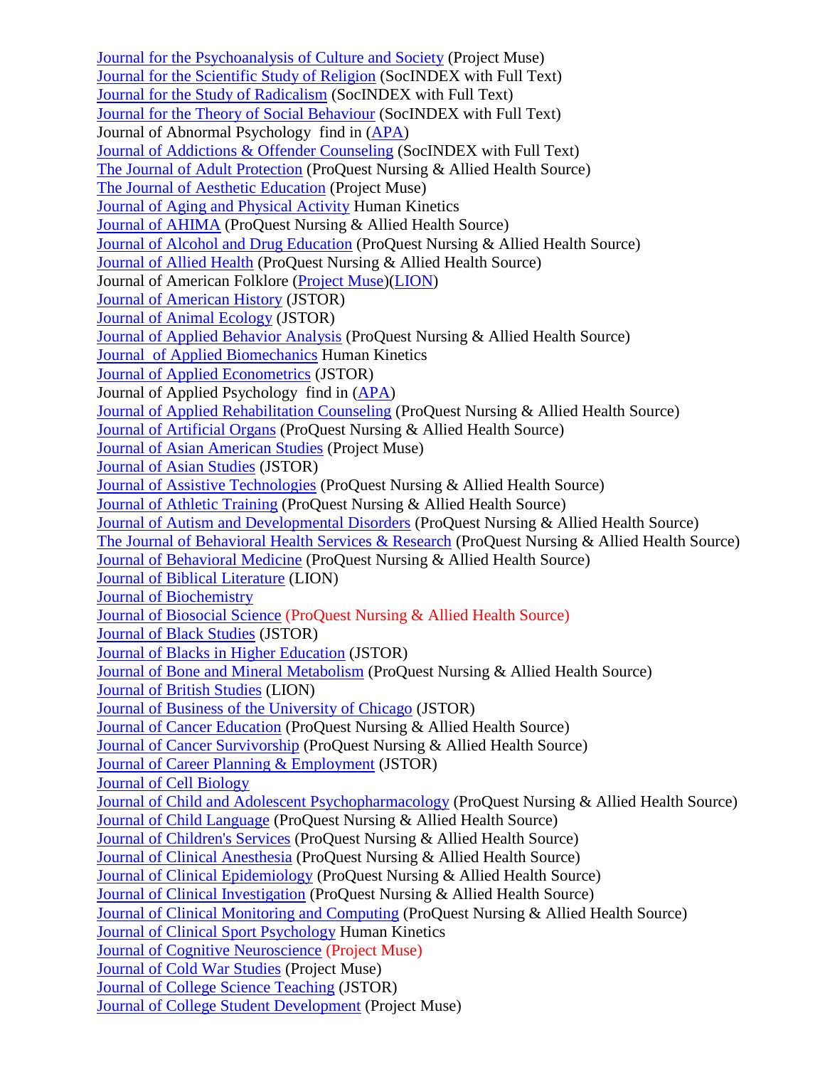Journal for the Psychoanalysis of Culture and Society (Project Muse)
Journal for the Scientific Study of Religion (SocINDEX with Full Text)
Journal for the Study of Radicalism (SocINDEX with Full Text)
Journal for the Theory of Social Behaviour (SocINDEX with Full Text)
Journal of Abnormal Psychology find in (APA)
Journal of Addictions & Offender Counseling (SocINDEX with Full Text)
The Journal of Adult Protection (ProQuest Nursing & Allied Health Source)
The Journal of Aesthetic Education (Project Muse)
Journal of Aging and Physical Activity Human Kinetics
Journal of AHIMA (ProQuest Nursing & Allied Health Source)
Journal of Alcohol and Drug Education (ProQuest Nursing & Allied Health Source)
Journal of Allied Health (ProQuest Nursing & Allied Health Source)
Journal of American Folklore (Project Muse)(LION)
Journal of American History (JSTOR)
Journal of Animal Ecology (JSTOR)
Journal of Applied Behavior Analysis (ProQuest Nursing & Allied Health Source)
Journal of Applied Biomechanics Human Kinetics
Journal of Applied Econometrics (JSTOR)
Journal of Applied Psychology find in (APA)
Journal of Applied Rehabilitation Counseling (ProQuest Nursing & Allied Health Source)
Journal of Artificial Organs (ProQuest Nursing & Allied Health Source)
Journal of Asian American Studies (Project Muse)
Journal of Asian Studies (JSTOR)
Journal of Assistive Technologies (ProQuest Nursing & Allied Health Source)
Journal of Athletic Training (ProQuest Nursing & Allied Health Source)
Journal of Autism and Developmental Disorders (ProQuest Nursing & Allied Health Source)
The Journal of Behavioral Health Services & Research (ProQuest Nursing & Allied Health Source)
Journal of Behavioral Medicine (ProQuest Nursing & Allied Health Source)
Journal of Biblical Literature (LION)
Journal of Biochemistry
Journal of Biosocial Science (ProQuest Nursing & Allied Health Source)
Journal of Black Studies (JSTOR)
Journal of Blacks in Higher Education (JSTOR)
Journal of Bone and Mineral Metabolism (ProQuest Nursing & Allied Health Source)
Journal of British Studies (LION)
Journal of Business of the University of Chicago (JSTOR)
Journal of Cancer Education (ProQuest Nursing & Allied Health Source)
Journal of Cancer Survivorship (ProQuest Nursing & Allied Health Source)
Journal of Career Planning & Employment (JSTOR)
Journal of Cell Biology
Journal of Child and Adolescent Psychopharmacology (ProQuest Nursing & Allied Health Source)
Journal of Child Language (ProQuest Nursing & Allied Health Source)
Journal of Children's Services (ProQuest Nursing & Allied Health Source)
Journal of Clinical Anesthesia (ProQuest Nursing & Allied Health Source)
Journal of Clinical Epidemiology (ProQuest Nursing & Allied Health Source)
Journal of Clinical Investigation (ProQuest Nursing & Allied Health Source)
Journal of Clinical Monitoring and Computing (ProQuest Nursing & Allied Health Source)
Journal of Clinical Sport Psychology Human Kinetics
Journal of Cognitive Neuroscience (Project Muse)
Journal of Cold War Studies (Project Muse)
Journal of College Science Teaching (JSTOR)
Journal of College Student Development (Project Muse)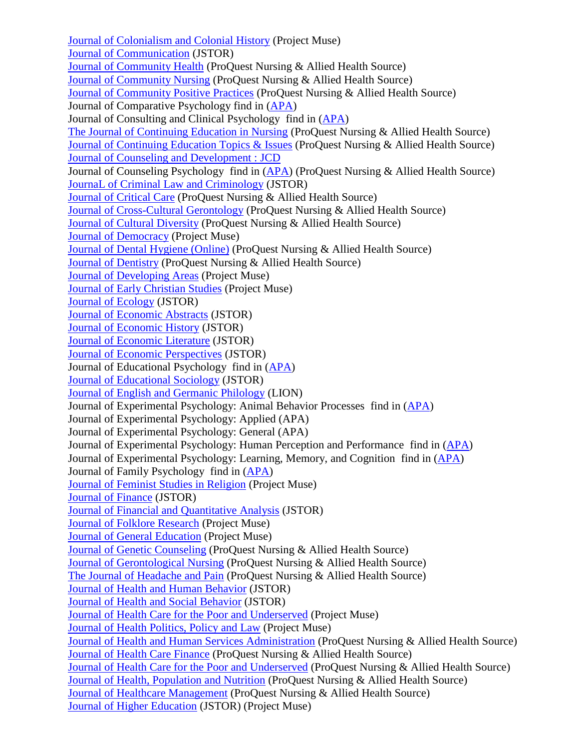Journal of Colonialism and Colonial History (Project Muse)
Journal of Communication (JSTOR)
Journal of Community Health (ProQuest Nursing & Allied Health Source)
Journal of Community Nursing (ProQuest Nursing & Allied Health Source)
Journal of Community Positive Practices (ProQuest Nursing & Allied Health Source)
Journal of Comparative Psychology find in (APA)
Journal of Consulting and Clinical Psychology find in (APA)
The Journal of Continuing Education in Nursing (ProQuest Nursing & Allied Health Source)
Journal of Continuing Education Topics & Issues (ProQuest Nursing & Allied Health Source)
Journal of Counseling and Development : JCD
Journal of Counseling Psychology find in (APA) (ProQuest Nursing & Allied Health Source)
JournaL of Criminal Law and Criminology (JSTOR)
Journal of Critical Care (ProQuest Nursing & Allied Health Source)
Journal of Cross-Cultural Gerontology (ProQuest Nursing & Allied Health Source)
Journal of Cultural Diversity (ProQuest Nursing & Allied Health Source)
Journal of Democracy (Project Muse)
Journal of Dental Hygiene (Online) (ProQuest Nursing & Allied Health Source)
Journal of Dentistry (ProQuest Nursing & Allied Health Source)
Journal of Developing Areas (Project Muse)
Journal of Early Christian Studies (Project Muse)
Journal of Ecology (JSTOR)
Journal of Economic Abstracts (JSTOR)
Journal of Economic History (JSTOR)
Journal of Economic Literature (JSTOR)
Journal of Economic Perspectives (JSTOR)
Journal of Educational Psychology find in (APA)
Journal of Educational Sociology (JSTOR)
Journal of English and Germanic Philology (LION)
Journal of Experimental Psychology: Animal Behavior Processes find in (APA)
Journal of Experimental Psychology: Applied (APA)
Journal of Experimental Psychology: General (APA)
Journal of Experimental Psychology: Human Perception and Performance find in (APA)
Journal of Experimental Psychology: Learning, Memory, and Cognition find in (APA)
Journal of Family Psychology find in (APA)
Journal of Feminist Studies in Religion (Project Muse)
Journal of Finance (JSTOR)
Journal of Financial and Quantitative Analysis (JSTOR)
Journal of Folklore Research (Project Muse)
Journal of General Education (Project Muse)
Journal of Genetic Counseling (ProQuest Nursing & Allied Health Source)
Journal of Gerontological Nursing (ProQuest Nursing & Allied Health Source)
The Journal of Headache and Pain (ProQuest Nursing & Allied Health Source)
Journal of Health and Human Behavior (JSTOR)
Journal of Health and Social Behavior (JSTOR)
Journal of Health Care for the Poor and Underserved (Project Muse)
Journal of Health Politics, Policy and Law (Project Muse)
Journal of Health and Human Services Administration (ProQuest Nursing & Allied Health Source)
Journal of Health Care Finance (ProQuest Nursing & Allied Health Source)
Journal of Health Care for the Poor and Underserved (ProQuest Nursing & Allied Health Source)
Journal of Health, Population and Nutrition (ProQuest Nursing & Allied Health Source)
Journal of Healthcare Management (ProQuest Nursing & Allied Health Source)
Journal of Higher Education (JSTOR) (Project Muse)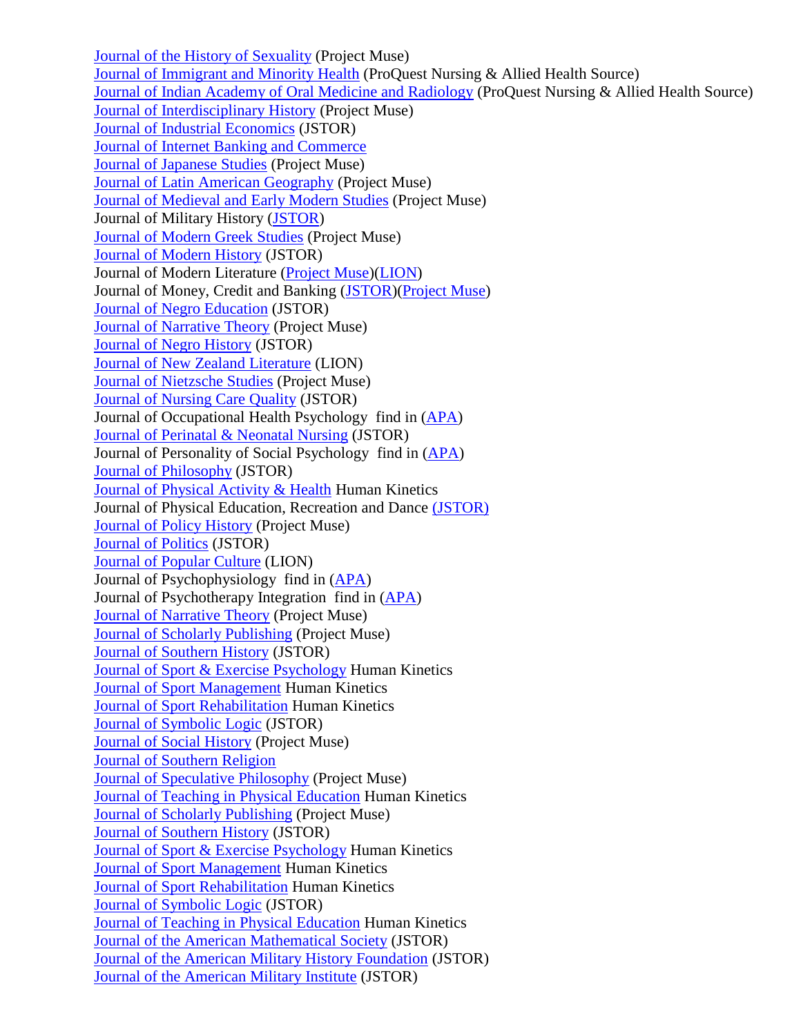Journal of the History of Sexuality (Project Muse)
Journal of Immigrant and Minority Health (ProQuest Nursing & Allied Health Source)
Journal of Indian Academy of Oral Medicine and Radiology (ProQuest Nursing & Allied Health Source)
Journal of Interdisciplinary History (Project Muse)
Journal of Industrial Economics (JSTOR)
Journal of Internet Banking and Commerce
Journal of Japanese Studies (Project Muse)
Journal of Latin American Geography (Project Muse)
Journal of Medieval and Early Modern Studies (Project Muse)
Journal of Military History (JSTOR)
Journal of Modern Greek Studies (Project Muse)
Journal of Modern History (JSTOR)
Journal of Modern Literature (Project Muse)(LION)
Journal of Money, Credit and Banking (JSTOR)(Project Muse)
Journal of Negro Education (JSTOR)
Journal of Narrative Theory (Project Muse)
Journal of Negro History (JSTOR)
Journal of New Zealand Literature (LION)
Journal of Nietzsche Studies (Project Muse)
Journal of Nursing Care Quality (JSTOR)
Journal of Occupational Health Psychology find in (APA)
Journal of Perinatal & Neonatal Nursing (JSTOR)
Journal of Personality of Social Psychology find in (APA)
Journal of Philosophy (JSTOR)
Journal of Physical Activity & Health Human Kinetics
Journal of Physical Education, Recreation and Dance (JSTOR)
Journal of Policy History (Project Muse)
Journal of Politics (JSTOR)
Journal of Popular Culture (LION)
Journal of Psychophysiology find in (APA)
Journal of Psychotherapy Integration find in (APA)
Journal of Narrative Theory (Project Muse)
Journal of Scholarly Publishing (Project Muse)
Journal of Southern History (JSTOR)
Journal of Sport & Exercise Psychology Human Kinetics
Journal of Sport Management Human Kinetics
Journal of Sport Rehabilitation Human Kinetics
Journal of Symbolic Logic (JSTOR)
Journal of Social History (Project Muse)
Journal of Southern Religion
Journal of Speculative Philosophy (Project Muse)
Journal of Teaching in Physical Education Human Kinetics
Journal of Scholarly Publishing (Project Muse)
Journal of Southern History (JSTOR)
Journal of Sport & Exercise Psychology Human Kinetics
Journal of Sport Management Human Kinetics
Journal of Sport Rehabilitation Human Kinetics
Journal of Symbolic Logic (JSTOR)
Journal of Teaching in Physical Education Human Kinetics
Journal of the American Mathematical Society (JSTOR)
Journal of the American Military History Foundation (JSTOR)
Journal of the American Military Institute (JSTOR)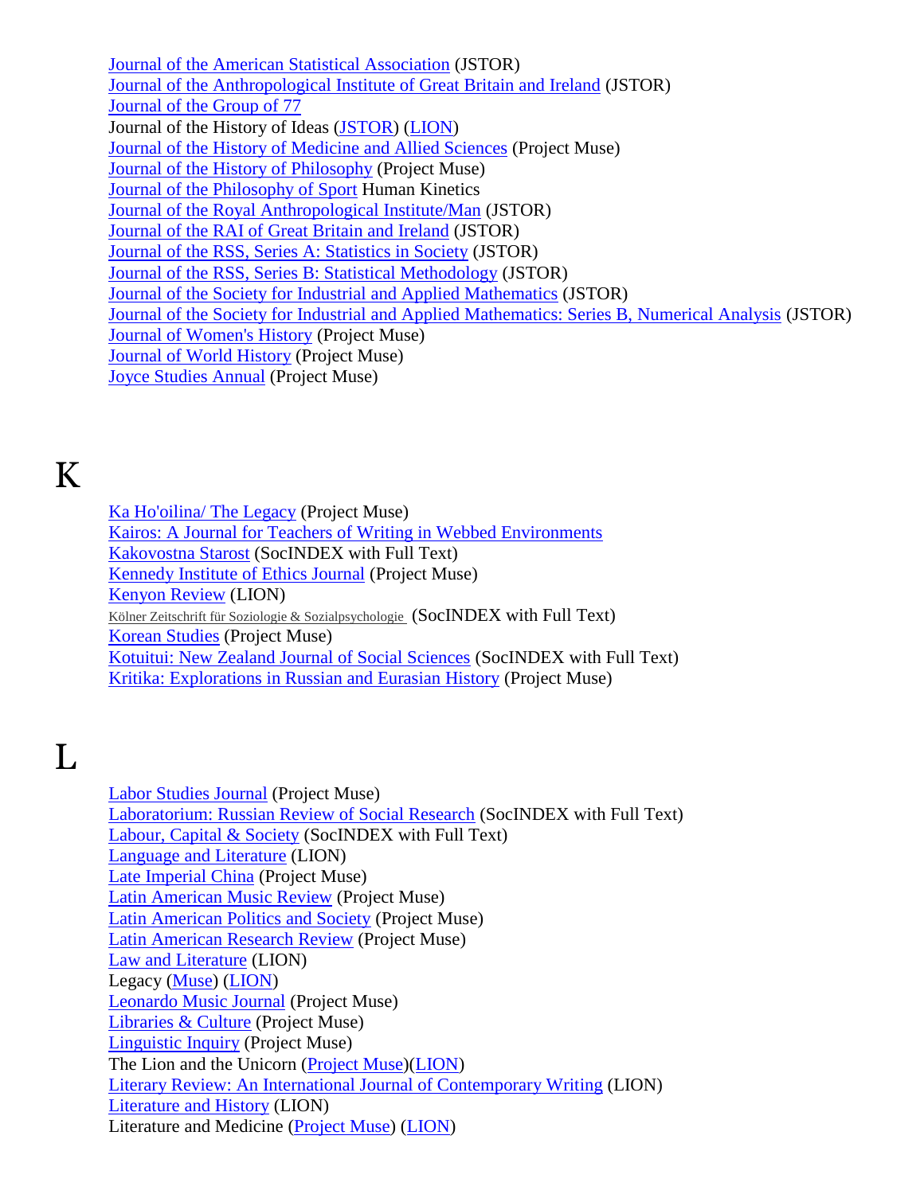Journal of the American Statistical Association (JSTOR)
Journal of the Anthropological Institute of Great Britain and Ireland (JSTOR)
Journal of the Group of 77
Journal of the History of Ideas (JSTOR) (LION)
Journal of the History of Medicine and Allied Sciences (Project Muse)
Journal of the History of Philosophy (Project Muse)
Journal of the Philosophy of Sport Human Kinetics
Journal of the Royal Anthropological Institute/Man (JSTOR)
Journal of the RAI of Great Britain and Ireland (JSTOR)
Journal of the RSS, Series A: Statistics in Society (JSTOR)
Journal of the RSS, Series B: Statistical Methodology (JSTOR)
Journal of the Society for Industrial and Applied Mathematics (JSTOR)
Journal of the Society for Industrial and Applied Mathematics: Series B, Numerical Analysis (JSTOR)
Journal of Women's History (Project Muse)
Journal of World History (Project Muse)
Joyce Studies Annual (Project Muse)

# K

Ka Ho'oilina/ The Legacy (Project Muse)
Kairos: A Journal for Teachers of Writing in Webbed Environments
Kakovostna Starost (SocINDEX with Full Text)
Kennedy Institute of Ethics Journal (Project Muse)
Kenyon Review (LION)
Kölner Zeitschrift für Soziologie & Sozialpsychologie (SocINDEX with Full Text)
Korean Studies (Project Muse)
Kotuitui: New Zealand Journal of Social Sciences (SocINDEX with Full Text)
Kritika: Explorations in Russian and Eurasian History (Project Muse)

# L

Labor Studies Journal (Project Muse)
Laboratorium: Russian Review of Social Research (SocINDEX with Full Text)
Labour, Capital & Society (SocINDEX with Full Text)
Language and Literature (LION)
Late Imperial China (Project Muse)
Latin American Music Review (Project Muse)
Latin American Politics and Society (Project Muse)
Latin American Research Review (Project Muse)
Law and Literature (LION)
Legacy (Muse) (LION)
Leonardo Music Journal (Project Muse)
Libraries & Culture (Project Muse)
Linguistic Inquiry (Project Muse)
The Lion and the Unicorn (Project Muse)(LION)
Literary Review: An International Journal of Contemporary Writing (LION)
Literature and History (LION)
Literature and Medicine (Project Muse) (LION)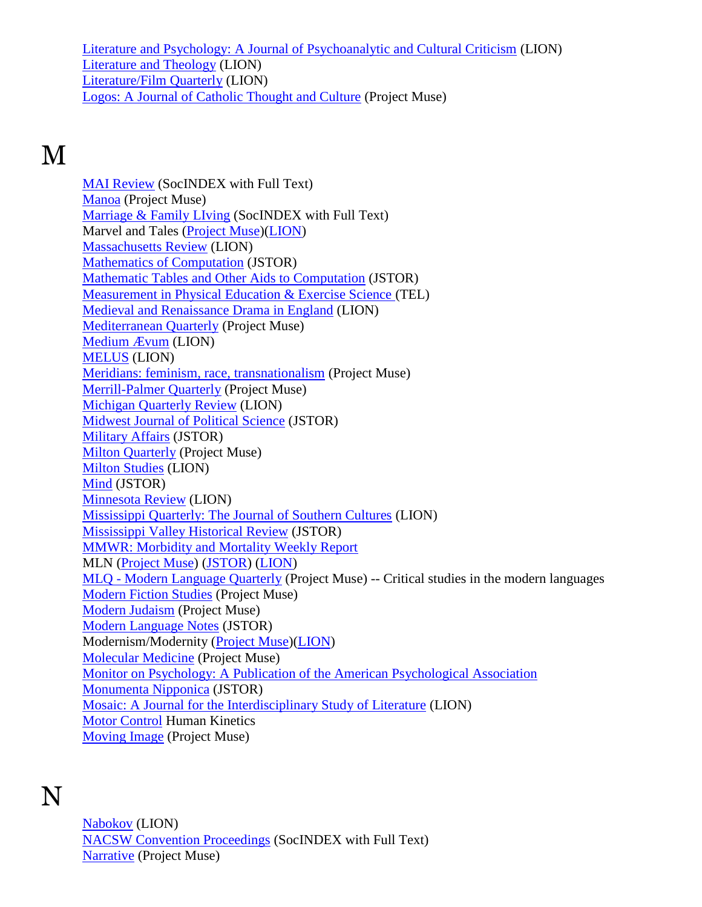Literature and Psychology: A Journal of Psychoanalytic and Cultural Criticism (LION)
Literature and Theology (LION)
Literature/Film Quarterly (LION)
Logos: A Journal of Catholic Thought and Culture (Project Muse)

# M

MAI Review (SocINDEX with Full Text)
Manoa (Project Muse)
Marriage & Family LIving (SocINDEX with Full Text)
Marvel and Tales (Project Muse)(LION)
Massachusetts Review (LION)
Mathematics of Computation (JSTOR)
Mathematic Tables and Other Aids to Computation (JSTOR)
Measurement in Physical Education & Exercise Science (TEL)
Medieval and Renaissance Drama in England (LION)
Mediterranean Quarterly (Project Muse)
Medium Ævum (LION)
MELUS (LION)
Meridians: feminism, race, transnationalism (Project Muse)
Merrill-Palmer Quarterly (Project Muse)
Michigan Quarterly Review (LION)
Midwest Journal of Political Science (JSTOR)
Military Affairs (JSTOR)
Milton Quarterly (Project Muse)
Milton Studies (LION)
Mind (JSTOR)
Minnesota Review (LION)
Mississippi Quarterly: The Journal of Southern Cultures (LION)
Mississippi Valley Historical Review (JSTOR)
MMWR: Morbidity and Mortality Weekly Report
MLN (Project Muse) (JSTOR) (LION)
MLQ - Modern Language Quarterly (Project Muse) -- Critical studies in the modern languages
Modern Fiction Studies (Project Muse)
Modern Judaism (Project Muse)
Modern Language Notes (JSTOR)
Modernism/Modernity (Project Muse)(LION)
Molecular Medicine (Project Muse)
Monitor on Psychology: A Publication of the American Psychological Association
Monumenta Nipponica (JSTOR)
Mosaic: A Journal for the Interdisciplinary Study of Literature (LION)
Motor Control Human Kinetics
Moving Image (Project Muse)

# N

Nabokov (LION)
NACSW Convention Proceedings (SocINDEX with Full Text)
Narrative (Project Muse)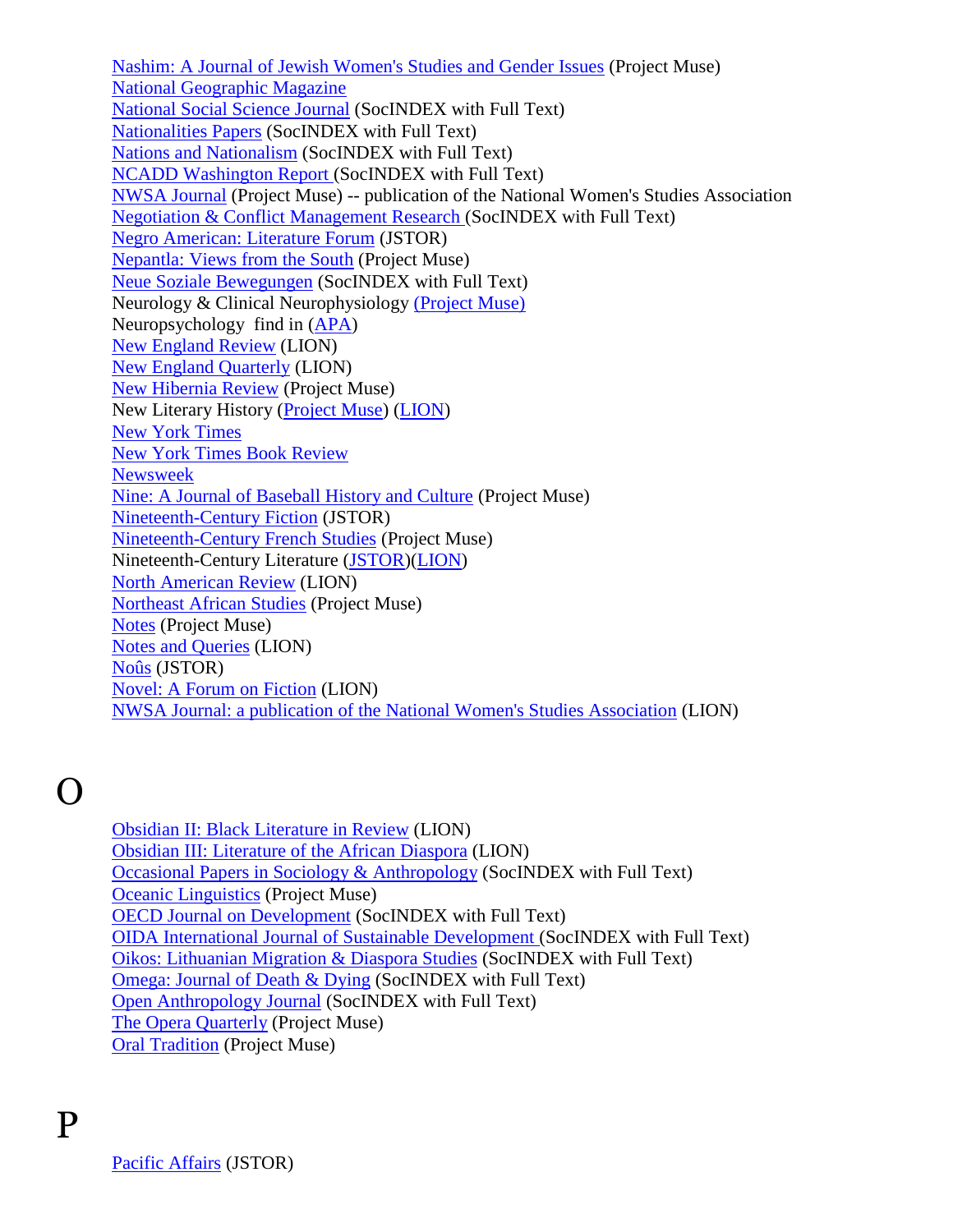Nashim: A Journal of Jewish Women's Studies and Gender Issues (Project Muse)
National Geographic Magazine
National Social Science Journal (SocINDEX with Full Text)
Nationalities Papers (SocINDEX with Full Text)
Nations and Nationalism (SocINDEX with Full Text)
NCADD Washington Report (SocINDEX with Full Text)
NWSA Journal (Project Muse) -- publication of the National Women's Studies Association
Negotiation & Conflict Management Research (SocINDEX with Full Text)
Negro American: Literature Forum (JSTOR)
Nepantla: Views from the South (Project Muse)
Neue Soziale Bewegungen (SocINDEX with Full Text)
Neurology & Clinical Neurophysiology (Project Muse)
Neuropsychology find in (APA)
New England Review (LION)
New England Quarterly (LION)
New Hibernia Review (Project Muse)
New Literary History (Project Muse) (LION)
New York Times
New York Times Book Review
Newsweek
Nine: A Journal of Baseball History and Culture (Project Muse)
Nineteenth-Century Fiction (JSTOR)
Nineteenth-Century French Studies (Project Muse)
Nineteenth-Century Literature (JSTOR)(LION)
North American Review (LION)
Northeast African Studies (Project Muse)
Notes (Project Muse)
Notes and Queries (LION)
Noûs (JSTOR)
Novel: A Forum on Fiction (LION)
NWSA Journal: a publication of the National Women's Studies Association (LION)

# O

Obsidian II: Black Literature in Review (LION)
Obsidian III: Literature of the African Diaspora (LION)
Occasional Papers in Sociology & Anthropology (SocINDEX with Full Text)
Oceanic Linguistics (Project Muse)
OECD Journal on Development (SocINDEX with Full Text)
OIDA International Journal of Sustainable Development (SocINDEX with Full Text)
Oikos: Lithuanian Migration & Diaspora Studies (SocINDEX with Full Text)
Omega: Journal of Death & Dying (SocINDEX with Full Text)
Open Anthropology Journal (SocINDEX with Full Text)
The Opera Quarterly (Project Muse)
Oral Tradition (Project Muse)

# P

Pacific Affairs (JSTOR)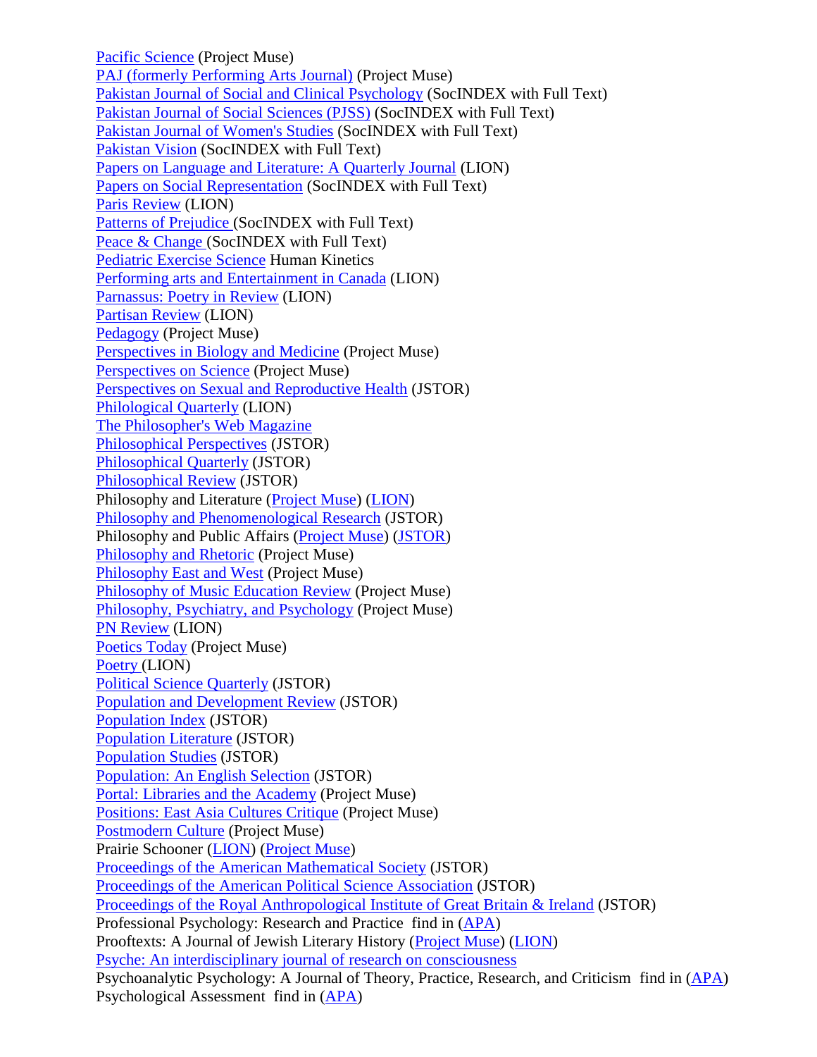Pacific Science (Project Muse)
PAJ (formerly Performing Arts Journal) (Project Muse)
Pakistan Journal of Social and Clinical Psychology (SocINDEX with Full Text)
Pakistan Journal of Social Sciences (PJSS) (SocINDEX with Full Text)
Pakistan Journal of Women's Studies (SocINDEX with Full Text)
Pakistan Vision (SocINDEX with Full Text)
Papers on Language and Literature: A Quarterly Journal (LION)
Papers on Social Representation (SocINDEX with Full Text)
Paris Review (LION)
Patterns of Prejudice (SocINDEX with Full Text)
Peace & Change (SocINDEX with Full Text)
Pediatric Exercise Science Human Kinetics
Performing arts and Entertainment in Canada (LION)
Parnassus: Poetry in Review (LION)
Partisan Review (LION)
Pedagogy (Project Muse)
Perspectives in Biology and Medicine (Project Muse)
Perspectives on Science (Project Muse)
Perspectives on Sexual and Reproductive Health (JSTOR)
Philological Quarterly (LION)
The Philosopher's Web Magazine
Philosophical Perspectives (JSTOR)
Philosophical Quarterly (JSTOR)
Philosophical Review (JSTOR)
Philosophy and Literature (Project Muse) (LION)
Philosophy and Phenomenological Research (JSTOR)
Philosophy and Public Affairs (Project Muse) (JSTOR)
Philosophy and Rhetoric (Project Muse)
Philosophy East and West (Project Muse)
Philosophy of Music Education Review (Project Muse)
Philosophy, Psychiatry, and Psychology (Project Muse)
PN Review (LION)
Poetics Today (Project Muse)
Poetry (LION)
Political Science Quarterly (JSTOR)
Population and Development Review (JSTOR)
Population Index (JSTOR)
Population Literature (JSTOR)
Population Studies (JSTOR)
Population: An English Selection (JSTOR)
Portal: Libraries and the Academy (Project Muse)
Positions: East Asia Cultures Critique (Project Muse)
Postmodern Culture (Project Muse)
Prairie Schooner (LION) (Project Muse)
Proceedings of the American Mathematical Society (JSTOR)
Proceedings of the American Political Science Association (JSTOR)
Proceedings of the Royal Anthropological Institute of Great Britain & Ireland (JSTOR)
Professional Psychology: Research and Practice find in (APA)
Prooftexts: A Journal of Jewish Literary History (Project Muse) (LION)
Psyche: An interdisciplinary journal of research on consciousness
Psychoanalytic Psychology: A Journal of Theory, Practice, Research, and Criticism find in (APA)
Psychological Assessment find in (APA)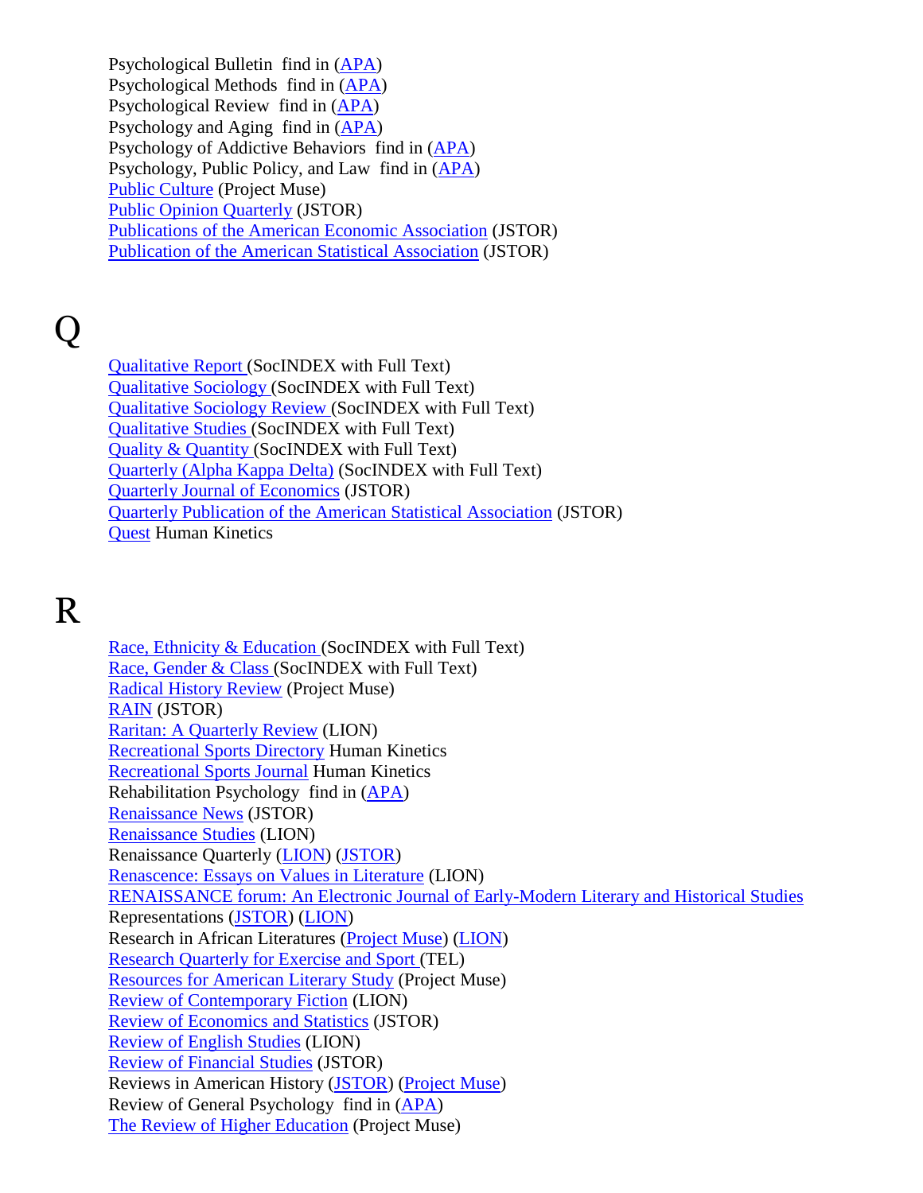Psychological Bulletin find in (APA)
Psychological Methods find in (APA)
Psychological Review find in (APA)
Psychology and Aging find in (APA)
Psychology of Addictive Behaviors find in (APA)
Psychology, Public Policy, and Law find in (APA)
Public Culture (Project Muse)
Public Opinion Quarterly (JSTOR)
Publications of the American Economic Association (JSTOR)
Publication of the American Statistical Association (JSTOR)

# Q

Qualitative Report (SocINDEX with Full Text)
Qualitative Sociology (SocINDEX with Full Text)
Qualitative Sociology Review (SocINDEX with Full Text)
Qualitative Studies (SocINDEX with Full Text)
Quality & Quantity (SocINDEX with Full Text)
Quarterly (Alpha Kappa Delta) (SocINDEX with Full Text)
Quarterly Journal of Economics (JSTOR)
Quarterly Publication of the American Statistical Association (JSTOR)
Quest Human Kinetics

# R

Race, Ethnicity & Education (SocINDEX with Full Text)
Race, Gender & Class (SocINDEX with Full Text)
Radical History Review (Project Muse)
RAIN (JSTOR)
Raritan: A Quarterly Review (LION)
Recreational Sports Directory Human Kinetics
Recreational Sports Journal Human Kinetics
Rehabilitation Psychology find in (APA)
Renaissance News (JSTOR)
Renaissance Studies (LION)
Renaissance Quarterly (LION) (JSTOR)
Renascence: Essays on Values in Literature (LION)
RENAISSANCE forum: An Electronic Journal of Early-Modern Literary and Historical Studies
Representations (JSTOR) (LION)
Research in African Literatures (Project Muse) (LION)
Research Quarterly for Exercise and Sport (TEL)
Resources for American Literary Study (Project Muse)
Review of Contemporary Fiction (LION)
Review of Economics and Statistics (JSTOR)
Review of English Studies (LION)
Review of Financial Studies (JSTOR)
Reviews in American History (JSTOR) (Project Muse)
Review of General Psychology find in (APA)
The Review of Higher Education (Project Muse)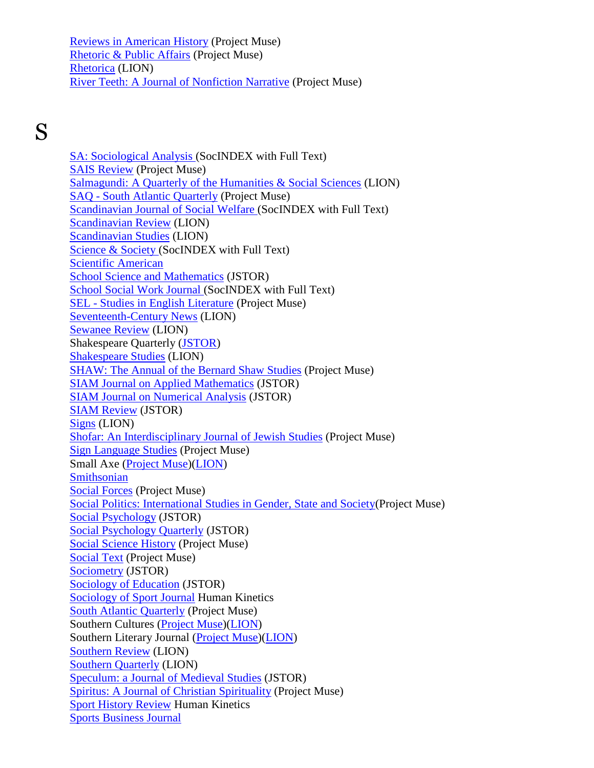Reviews in American History (Project Muse)
Rhetoric & Public Affairs (Project Muse)
Rhetorica (LION)
River Teeth: A Journal of Nonfiction Narrative (Project Muse)

# S

SA: Sociological Analysis (SocINDEX with Full Text)
SAIS Review (Project Muse)
Salmagundi: A Quarterly of the Humanities & Social Sciences (LION)
SAQ - South Atlantic Quarterly (Project Muse)
Scandinavian Journal of Social Welfare (SocINDEX with Full Text)
Scandinavian Review (LION)
Scandinavian Studies (LION)
Science & Society (SocINDEX with Full Text)
Scientific American
School Science and Mathematics (JSTOR)
School Social Work Journal (SocINDEX with Full Text)
SEL - Studies in English Literature (Project Muse)
Seventeenth-Century News (LION)
Sewanee Review (LION)
Shakespeare Quarterly (JSTOR)
Shakespeare Studies (LION)
SHAW: The Annual of the Bernard Shaw Studies (Project Muse)
SIAM Journal on Applied Mathematics (JSTOR)
SIAM Journal on Numerical Analysis (JSTOR)
SIAM Review (JSTOR)
Signs (LION)
Shofar: An Interdisciplinary Journal of Jewish Studies (Project Muse)
Sign Language Studies (Project Muse)
Small Axe (Project Muse)(LION)
Smithsonian
Social Forces (Project Muse)
Social Politics: International Studies in Gender, State and Society(Project Muse)
Social Psychology (JSTOR)
Social Psychology Quarterly (JSTOR)
Social Science History (Project Muse)
Social Text (Project Muse)
Sociometry (JSTOR)
Sociology of Education (JSTOR)
Sociology of Sport Journal Human Kinetics
South Atlantic Quarterly (Project Muse)
Southern Cultures (Project Muse)(LION)
Southern Literary Journal (Project Muse)(LION)
Southern Review (LION)
Southern Quarterly (LION)
Speculum: a Journal of Medieval Studies (JSTOR)
Spiritus: A Journal of Christian Spirituality (Project Muse)
Sport History Review Human Kinetics
Sports Business Journal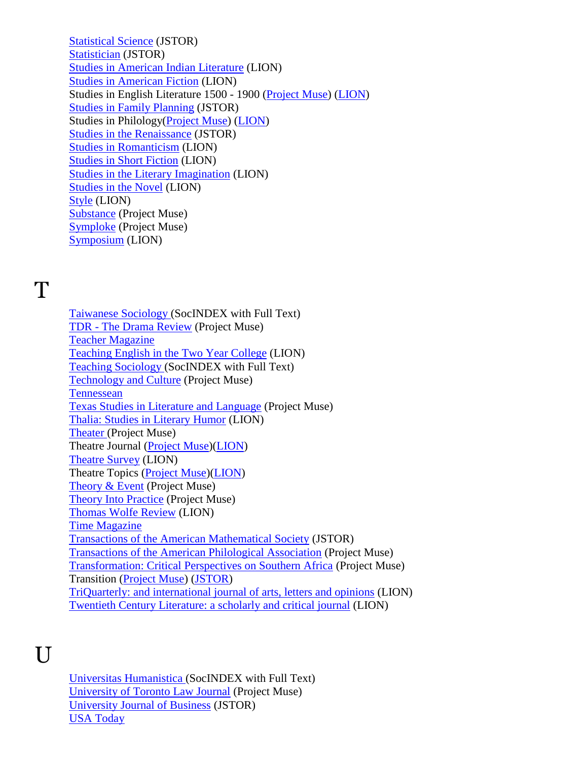Statistical Science (JSTOR)
Statistician (JSTOR)
Studies in American Indian Literature (LION)
Studies in American Fiction (LION)
Studies in English Literature 1500 - 1900 (Project Muse) (LION)
Studies in Family Planning (JSTOR)
Studies in Philology(Project Muse) (LION)
Studies in the Renaissance (JSTOR)
Studies in Romanticism (LION)
Studies in Short Fiction (LION)
Studies in the Literary Imagination (LION)
Studies in the Novel (LION)
Style (LION)
Substance (Project Muse)
Symploke (Project Muse)
Symposium (LION)

# T

Taiwanese Sociology (SocINDEX with Full Text)
TDR - The Drama Review (Project Muse)
Teacher Magazine
Teaching English in the Two Year College (LION)
Teaching Sociology (SocINDEX with Full Text)
Technology and Culture (Project Muse)
Tennessean
Texas Studies in Literature and Language (Project Muse)
Thalia: Studies in Literary Humor (LION)
Theater (Project Muse)
Theatre Journal (Project Muse)(LION)
Theatre Survey (LION)
Theatre Topics (Project Muse)(LION)
Theory & Event (Project Muse)
Theory Into Practice (Project Muse)
Thomas Wolfe Review (LION)
Time Magazine
Transactions of the American Mathematical Society (JSTOR)
Transactions of the American Philological Association (Project Muse)
Transformation: Critical Perspectives on Southern Africa (Project Muse)
Transition (Project Muse) (JSTOR)
TriQuarterly: and international journal of arts, letters and opinions (LION)
Twentieth Century Literature: a scholarly and critical journal (LION)

# U

Universitas Humanistica (SocINDEX with Full Text)
University of Toronto Law Journal (Project Muse)
University Journal of Business (JSTOR)
USA Today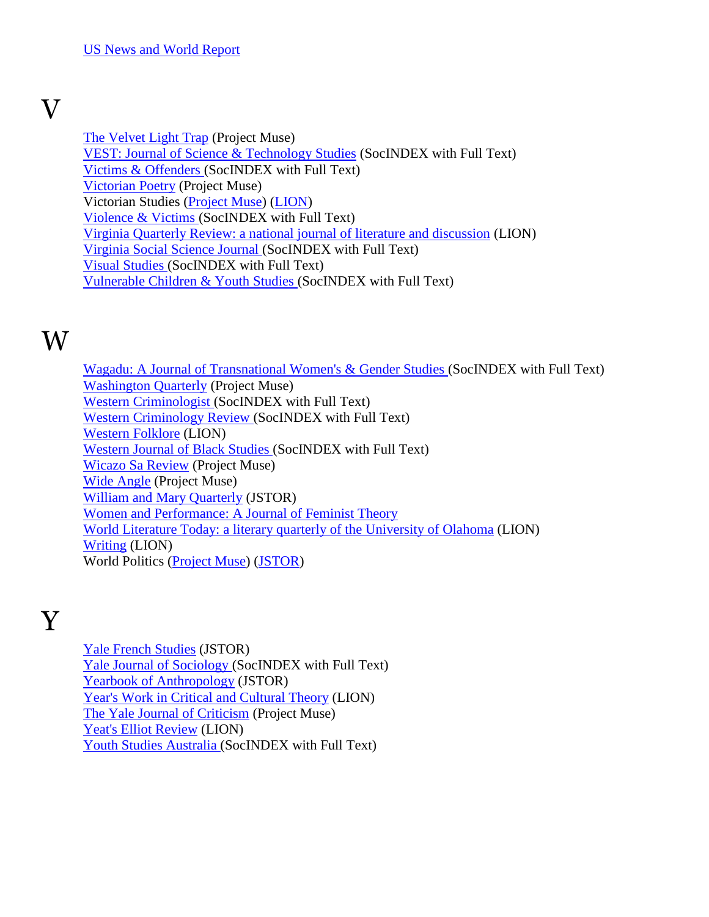US News and World Report

# V

The Velvet Light Trap (Project Muse)
VEST: Journal of Science & Technology Studies (SocINDEX with Full Text)
Victims & Offenders (SocINDEX with Full Text)
Victorian Poetry (Project Muse)
Victorian Studies (Project Muse) (LION)
Violence & Victims (SocINDEX with Full Text)
Virginia Quarterly Review: a national journal of literature and discussion (LION)
Virginia Social Science Journal (SocINDEX with Full Text)
Visual Studies (SocINDEX with Full Text)
Vulnerable Children & Youth Studies (SocINDEX with Full Text)

# W

Wagadu: A Journal of Transnational Women's & Gender Studies (SocINDEX with Full Text)
Washington Quarterly (Project Muse)
Western Criminologist (SocINDEX with Full Text)
Western Criminology Review (SocINDEX with Full Text)
Western Folklore (LION)
Western Journal of Black Studies (SocINDEX with Full Text)
Wicazo Sa Review (Project Muse)
Wide Angle (Project Muse)
William and Mary Quarterly (JSTOR)
Women and Performance: A Journal of Feminist Theory
World Literature Today: a literary quarterly of the University of Olahoma (LION)
Writing (LION)
World Politics (Project Muse) (JSTOR)

# Y

Yale French Studies (JSTOR)
Yale Journal of Sociology (SocINDEX with Full Text)
Yearbook of Anthropology (JSTOR)
Year's Work in Critical and Cultural Theory (LION)
The Yale Journal of Criticism (Project Muse)
Yeat's Elliot Review (LION)
Youth Studies Australia (SocINDEX with Full Text)